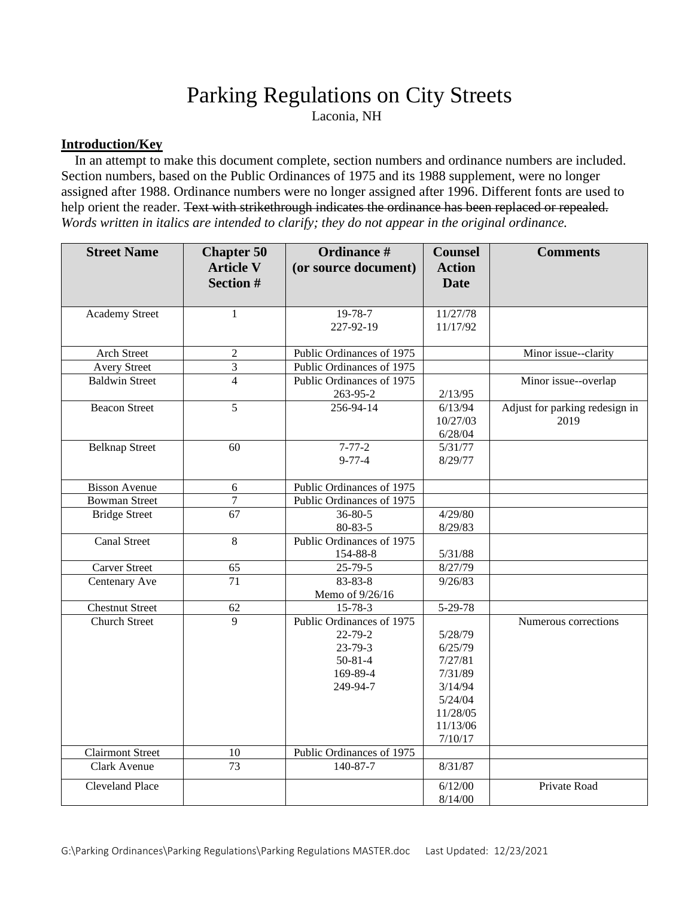# Parking Regulations on City Streets

Laconia, NH

**Introduction/Key**

In an attempt to make this document complete, section numbers and ordinance numbers are included. Section numbers, based on the Public Ordinances of 1975 and its 1988 supplement, were no longer assigned after 1988. Ordinance numbers were no longer assigned after 1996. Different fonts are used to help orient the reader. ~~Text with strikethrough indicates the ordinance has been replaced or repealed.~~ *Words written in italics are intended to clarify; they do not appear in the original ordinance.*

| Street Name | Chapter 50 Article V Section # | Ordinance # (or source document) | Counsel Action Date | Comments |
|---|---|---|---|---|
| Academy Street | 1 | 19-78-7<br>227-92-19 | 11/27/78<br>11/17/92 | |
| Arch Street | 2 | Public Ordinances of 1975 | | Minor issue--clarity |
| Avery Street | 3 | Public Ordinances of 1975 | | |
| Baldwin Street | 4 | Public Ordinances of 1975<br>263-95-2 | <br>2/13/95 | Minor issue--overlap |
| Beacon Street | 5 | 256-94-14 | 6/13/94<br>10/27/03<br>6/28/04 | Adjust for parking redesign in 2019 |
| Belknap Street | 60 | 7-77-2<br>9-77-4 | 5/31/77<br>8/29/77 | |
| Bisson Avenue | 6 | Public Ordinances of 1975 | | |
| Bowman Street | 7 | Public Ordinances of 1975 | | |
| Bridge Street | 67 | 36-80-5<br>80-83-5 | 4/29/80<br>8/29/83 | |
| Canal Street | 8 | Public Ordinances of 1975<br>154-88-8 | <br>5/31/88 | |
| Carver Street | 65 | 25-79-5 | 8/27/79 | |
| Centenary Ave | 71 | 83-83-8<br>Memo of 9/26/16 | 9/26/83 | |
| Chestnut Street | 62 | 15-78-3 | 5-29-78 | |
| Church Street | 9 | Public Ordinances of 1975<br>22-79-2<br>23-79-3<br>50-81-4<br>169-89-4<br>249-94-7 | <br>5/28/79<br>6/25/79<br>7/27/81<br>7/31/89<br>3/14/94<br>5/24/04<br>11/28/05<br>11/13/06<br>7/10/17 | Numerous corrections |
| Clairmont Street | 10 | Public Ordinances of 1975 | | |
| Clark Avenue | 73 | 140-87-7 | 8/31/87 | |
| Cleveland Place | | | 6/12/00<br>8/14/00 | Private Road |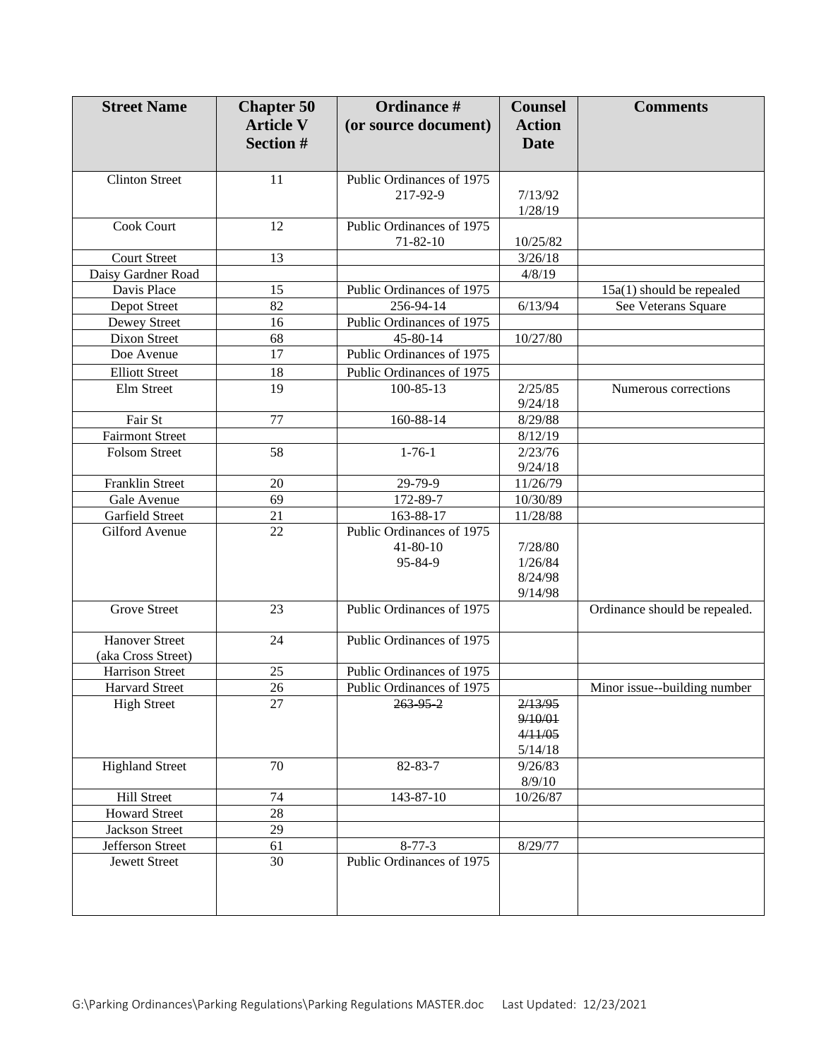| Street Name | Chapter 50 Article V Section # | Ordinance # (or source document) | Counsel Action Date | Comments |
|---|---|---|---|---|
| Clinton Street | 11 | Public Ordinances of 1975<br>217-92-9 | 7/13/92<br>1/28/19 | |
| Cook Court | 12 | Public Ordinances of 1975<br>71-82-10 | 10/25/82 | |
| Court Street | 13 | | 3/26/18 | |
| Daisy Gardner Road | | | 4/8/19 | |
| Davis Place | 15 | Public Ordinances of 1975 | | 15a(1) should be repealed |
| Depot Street | 82 | 256-94-14 | 6/13/94 | See Veterans Square |
| Dewey Street | 16 | Public Ordinances of 1975 | | |
| Dixon Street | 68 | 45-80-14 | 10/27/80 | |
| Doe Avenue | 17 | Public Ordinances of 1975 | | |
| Elliott Street | 18 | Public Ordinances of 1975 | | |
| Elm Street | 19 | 100-85-13 | 2/25/85<br>9/24/18 | Numerous corrections |
| Fair St | 77 | 160-88-14 | 8/29/88 | |
| Fairmont Street | | | 8/12/19 | |
| Folsom Street | 58 | 1-76-1 | 2/23/76<br>9/24/18 | |
| Franklin Street | 20 | 29-79-9 | 11/26/79 | |
| Gale Avenue | 69 | 172-89-7 | 10/30/89 | |
| Garfield Street | 21 | 163-88-17 | 11/28/88 | |
| Gilford Avenue | 22 | Public Ordinances of 1975<br>41-80-10<br>95-84-9 | 7/28/80<br>1/26/84<br>8/24/98<br>9/14/98 | |
| Grove Street | 23 | Public Ordinances of 1975 | | Ordinance should be repealed. |
| Hanover Street (aka Cross Street) | 24 | Public Ordinances of 1975 | | |
| Harrison Street | 25 | Public Ordinances of 1975 | | |
| Harvard Street | 26 | Public Ordinances of 1975 | | Minor issue--building number |
| High Street | 27 | ~~263-95-2~~ | ~~2/13/95~~<br>~~9/10/01~~<br>~~4/11/05~~<br>5/14/18 | |
| Highland Street | 70 | 82-83-7 | 9/26/83<br>8/9/10 | |
| Hill Street | 74 | 143-87-10 | 10/26/87 | |
| Howard Street | 28 | | | |
| Jackson Street | 29 | | | |
| Jefferson Street | 61 | 8-77-3 | 8/29/77 | |
| Jewett Street | 30 | Public Ordinances of 1975 | | |

G:\Parking Ordinances\Parking Regulations\Parking Regulations MASTER.doc Last Updated: 12/23/2021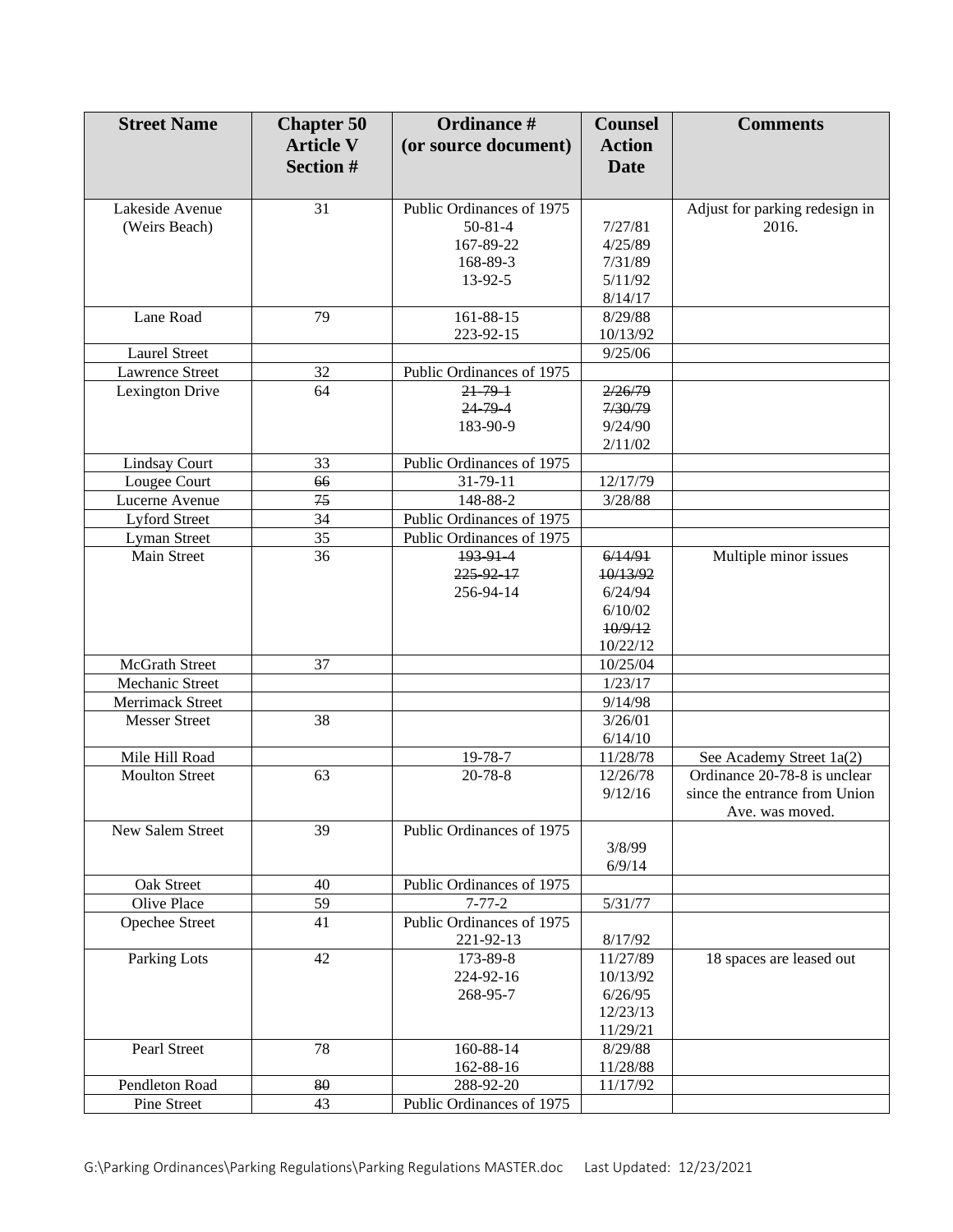| Street Name | Chapter 50 Article V Section # | Ordinance # (or source document) | Counsel Action Date | Comments |
|---|---|---|---|---|
| Lakeside Avenue (Weirs Beach) | 31 | Public Ordinances of 1975<br>50-81-4<br>167-89-22<br>168-89-3<br>13-92-5 | <br>7/27/81<br>4/25/89<br>7/31/89<br>5/11/92<br>8/14/17 | Adjust for parking redesign in 2016. |
| Lane Road | 79 | 161-88-15<br>223-92-15 | 8/29/88<br>10/13/92 | |
| Laurel Street | | | 9/25/06 | |
| Lawrence Street | 32 | Public Ordinances of 1975 | | |
| Lexington Drive | 64 | ~~21-79-1~~<br>~~24-79-4~~<br>183-90-9 | ~~2/26/79~~<br>~~7/30/79~~<br>9/24/90<br>2/11/02 | |
| Lindsay Court | 33 | Public Ordinances of 1975 | | |
| Lougee Court | ~~66~~ | 31-79-11 | 12/17/79 | |
| Lucerne Avenue | ~~75~~ | 148-88-2 | 3/28/88 | |
| Lyford Street | 34 | Public Ordinances of 1975 | | |
| Lyman Street | 35 | Public Ordinances of 1975 | | |
| Main Street | 36 | ~~193-91-4~~<br>~~225-92-17~~<br>256-94-14 | ~~6/14/91~~<br>~~10/13/92~~<br>6/24/94<br>6/10/02<br>~~10/9/12~~<br>10/22/12 | Multiple minor issues |
| McGrath Street | 37 | | 10/25/04 | |
| Mechanic Street | | | 1/23/17 | |
| Merrimack Street | | | 9/14/98 | |
| Messer Street | 38 | | 3/26/01<br>6/14/10 | |
| Mile Hill Road | | 19-78-7 | 11/28/78 | See Academy Street 1a(2) |
| Moulton Street | 63 | 20-78-8 | 12/26/78<br>9/12/16 | Ordinance 20-78-8 is unclear since the entrance from Union Ave. was moved. |
| New Salem Street | 39 | Public Ordinances of 1975 | <br>3/8/99<br>6/9/14 | |
| Oak Street | 40 | Public Ordinances of 1975 | | |
| Olive Place | 59 | 7-77-2 | 5/31/77 | |
| Opechee Street | 41 | Public Ordinances of 1975<br>221-92-13 | <br>8/17/92 | |
| Parking Lots | 42 | 173-89-8<br>224-92-16<br>268-95-7 | 11/27/89<br>10/13/92<br>6/26/95<br>12/23/13<br>11/29/21 | 18 spaces are leased out |
| Pearl Street | 78 | 160-88-14<br>162-88-16 | 8/29/88<br>11/28/88 | |
| Pendleton Road | ~~80~~ | 288-92-20 | 11/17/92 | |
| Pine Street | 43 | Public Ordinances of 1975 | | |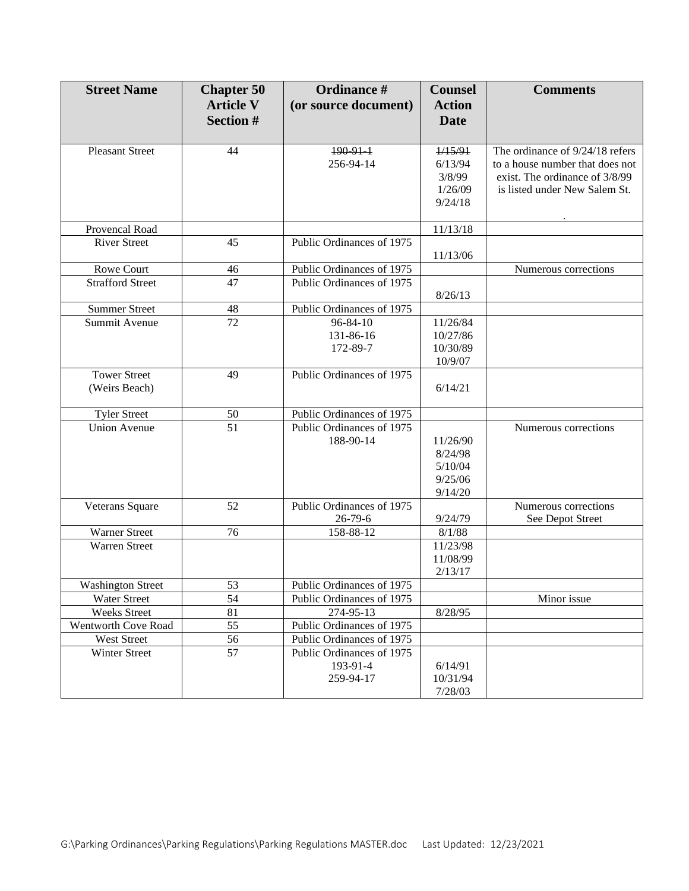| Street Name | Chapter 50 Article V Section # | Ordinance # (or source document) | Counsel Action Date | Comments |
|---|---|---|---|---|
| Pleasant Street | 44 | ~~190-91-1~~<br>256-94-14 | ~~1/15/91~~<br>6/13/94<br>3/8/99<br>1/26/09<br>9/24/18 | The ordinance of 9/24/18 refers to a house number that does not exist. The ordinance of 3/8/99 is listed under New Salem St.<br><br>. |
| Provencal Road | | | 11/13/18 | |
| River Street | 45 | Public Ordinances of 1975 | 11/13/06 | |
| Rowe Court | 46 | Public Ordinances of 1975 | | Numerous corrections |
| Strafford Street | 47 | Public Ordinances of 1975 | 8/26/13 | |
| Summer Street | 48 | Public Ordinances of 1975 | | |
| Summit Avenue | 72 | 96-84-10<br>131-86-16<br>172-89-7 | 11/26/84<br>10/27/86<br>10/30/89<br>10/9/07 | |
| Tower Street (Weirs Beach) | 49 | Public Ordinances of 1975 | 6/14/21 | |
| Tyler Street | 50 | Public Ordinances of 1975 | | |
| Union Avenue | 51 | Public Ordinances of 1975<br>188-90-14 | 11/26/90<br>8/24/98<br>5/10/04<br>9/25/06<br>9/14/20 | Numerous corrections |
| Veterans Square | 52 | Public Ordinances of 1975<br>26-79-6 | 9/24/79 | Numerous corrections<br>See Depot Street |
| Warner Street | 76 | 158-88-12 | 8/1/88 | |
| Warren Street | | | 11/23/98<br>11/08/99<br>2/13/17 | |
| Washington Street | 53 | Public Ordinances of 1975 | | |
| Water Street | 54 | Public Ordinances of 1975 | | Minor issue |
| Weeks Street | 81 | 274-95-13 | 8/28/95 | |
| Wentworth Cove Road | 55 | Public Ordinances of 1975 | | |
| West Street | 56 | Public Ordinances of 1975 | | |
| Winter Street | 57 | Public Ordinances of 1975<br>193-91-4<br>259-94-17 | 6/14/91<br>10/31/94<br>7/28/03 | |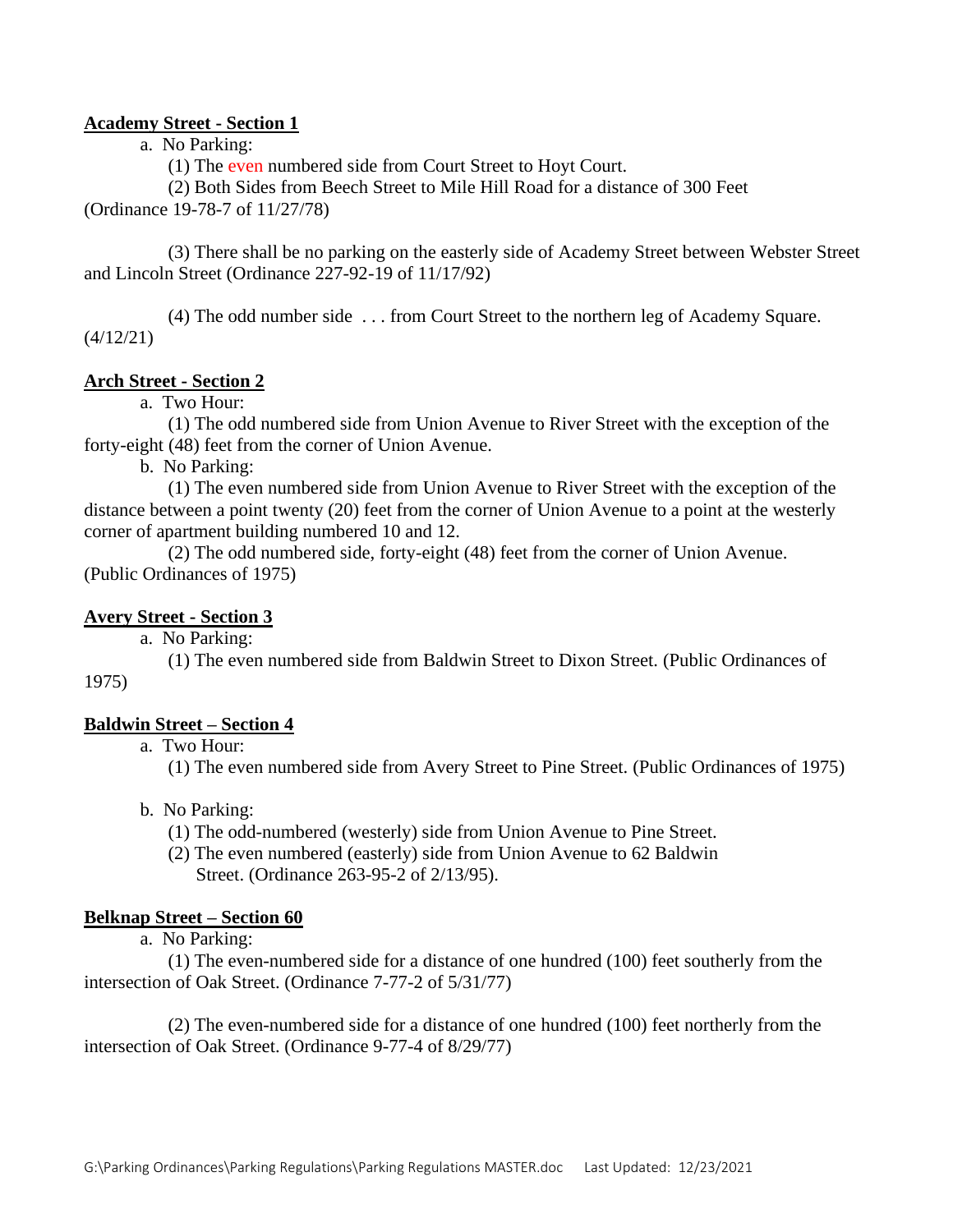**Academy Street - Section 1**

a. No Parking:

(1) The even numbered side from Court Street to Hoyt Court.

(2) Both Sides from Beech Street to Mile Hill Road for a distance of 300 Feet (Ordinance 19-78-7 of 11/27/78)

(3) There shall be no parking on the easterly side of Academy Street between Webster Street and Lincoln Street (Ordinance 227-92-19 of 11/17/92)

(4) The odd number side . . . from Court Street to the northern leg of Academy Square. (4/12/21)

**Arch Street - Section 2**

a. Two Hour:

(1) The odd numbered side from Union Avenue to River Street with the exception of the forty-eight (48) feet from the corner of Union Avenue.

b. No Parking:

(1) The even numbered side from Union Avenue to River Street with the exception of the distance between a point twenty (20) feet from the corner of Union Avenue to a point at the westerly corner of apartment building numbered 10 and 12.

(2) The odd numbered side, forty-eight (48) feet from the corner of Union Avenue. (Public Ordinances of 1975)

**Avery Street - Section 3**

a. No Parking:

(1) The even numbered side from Baldwin Street to Dixon Street. (Public Ordinances of 1975)

**Baldwin Street – Section 4**

a. Two Hour:

(1) The even numbered side from Avery Street to Pine Street. (Public Ordinances of 1975)

b. No Parking:

(1) The odd-numbered (westerly) side from Union Avenue to Pine Street.

(2) The even numbered (easterly) side from Union Avenue to 62 Baldwin Street. (Ordinance 263-95-2 of 2/13/95).

**Belknap Street – Section 60**

a. No Parking:

(1) The even-numbered side for a distance of one hundred (100) feet southerly from the intersection of Oak Street. (Ordinance 7-77-2 of 5/31/77)

(2) The even-numbered side for a distance of one hundred (100) feet northerly from the intersection of Oak Street. (Ordinance 9-77-4 of 8/29/77)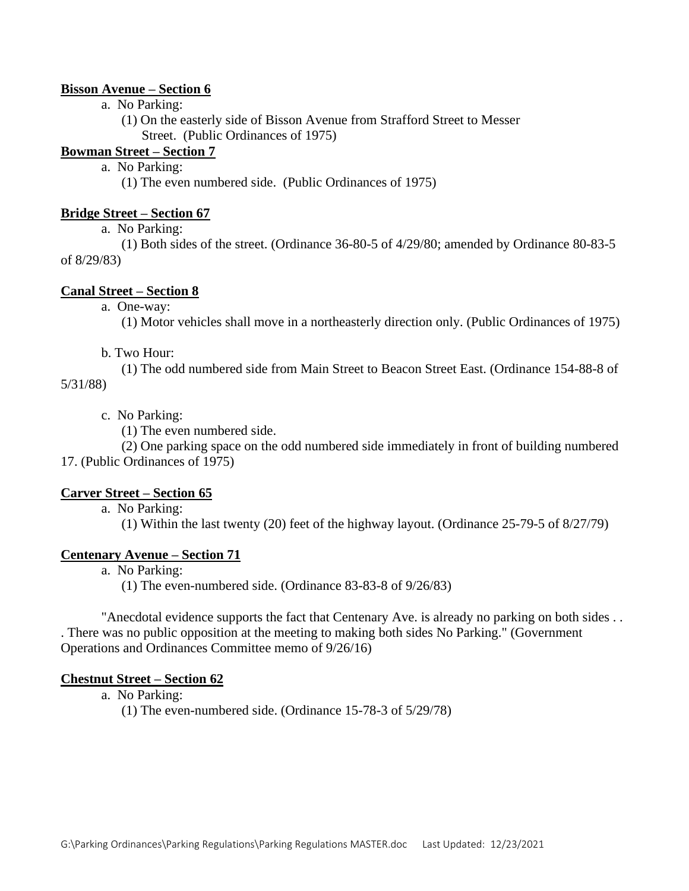**Bisson Avenue – Section 6**

a. No Parking:

(1) On the easterly side of Bisson Avenue from Strafford Street to Messer Street. (Public Ordinances of 1975)

**Bowman Street – Section 7**

a. No Parking:

(1) The even numbered side. (Public Ordinances of 1975)

**Bridge Street – Section 67**

a. No Parking:

(1) Both sides of the street. (Ordinance 36-80-5 of 4/29/80; amended by Ordinance 80-83-5 of 8/29/83)

**Canal Street – Section 8**

a. One-way:

(1) Motor vehicles shall move in a northeasterly direction only. (Public Ordinances of 1975)

b. Two Hour:

(1) The odd numbered side from Main Street to Beacon Street East. (Ordinance 154-88-8 of 5/31/88)

c. No Parking:

(1) The even numbered side.

(2) One parking space on the odd numbered side immediately in front of building numbered 17. (Public Ordinances of 1975)

**Carver Street – Section 65**

a. No Parking:

(1) Within the last twenty (20) feet of the highway layout. (Ordinance 25-79-5 of 8/27/79)

**Centenary Avenue – Section 71**

a. No Parking:

(1) The even-numbered side. (Ordinance 83-83-8 of 9/26/83)

"Anecdotal evidence supports the fact that Centenary Ave. is already no parking on both sides . . . There was no public opposition at the meeting to making both sides No Parking." (Government Operations and Ordinances Committee memo of 9/26/16)

**Chestnut Street – Section 62**

a. No Parking:

(1) The even-numbered side. (Ordinance 15-78-3 of 5/29/78)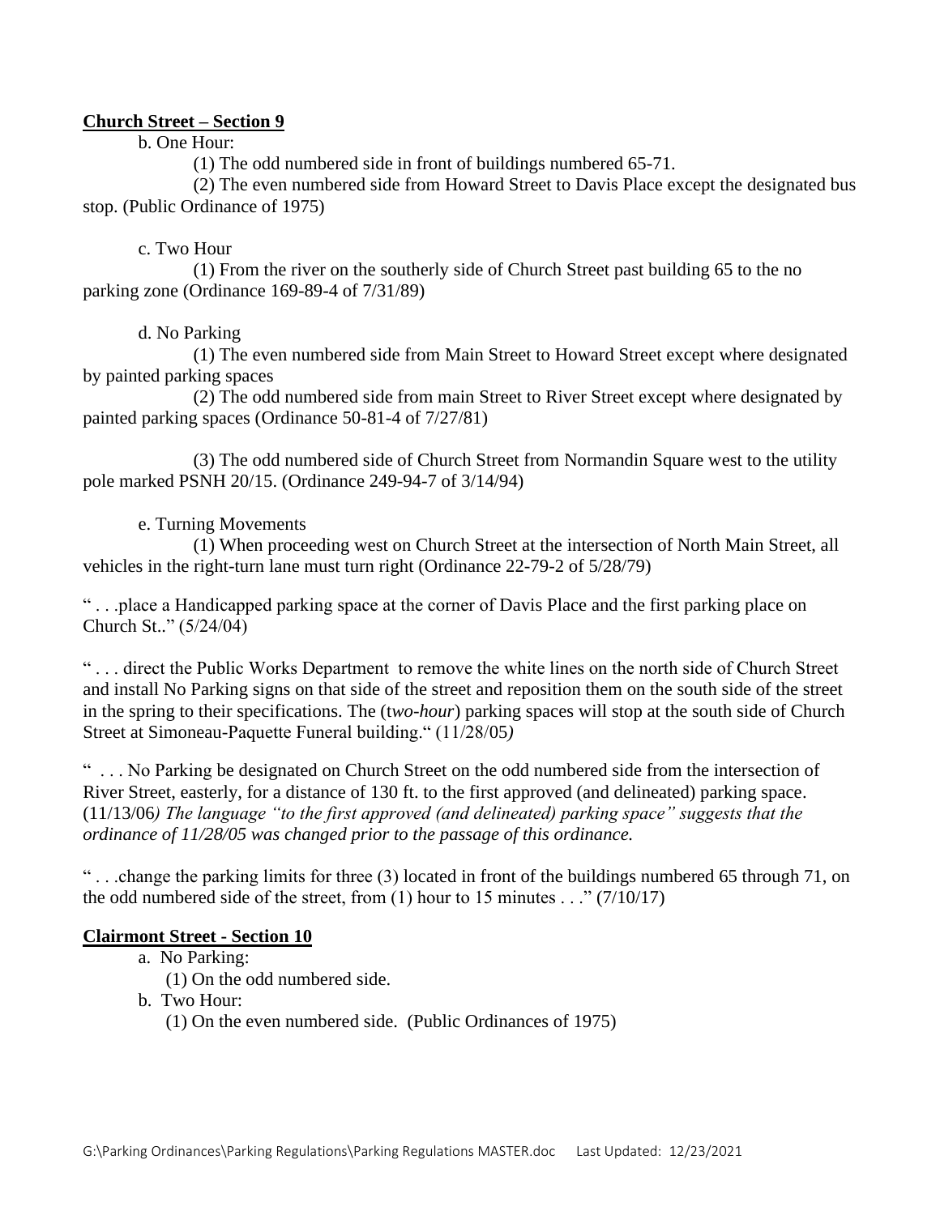**Church Street – Section 9**

b. One Hour:

(1) The odd numbered side in front of buildings numbered 65-71.

(2) The even numbered side from Howard Street to Davis Place except the designated bus stop. (Public Ordinance of 1975)

c. Two Hour

(1) From the river on the southerly side of Church Street past building 65 to the no parking zone (Ordinance 169-89-4 of 7/31/89)

d. No Parking

(1) The even numbered side from Main Street to Howard Street except where designated by painted parking spaces

(2) The odd numbered side from main Street to River Street except where designated by painted parking spaces (Ordinance 50-81-4 of 7/27/81)

(3) The odd numbered side of Church Street from Normandin Square west to the utility pole marked PSNH 20/15. (Ordinance 249-94-7 of 3/14/94)

e. Turning Movements

(1) When proceeding west on Church Street at the intersection of North Main Street, all vehicles in the right-turn lane must turn right (Ordinance 22-79-2 of 5/28/79)

" . . .place a Handicapped parking space at the corner of Davis Place and the first parking place on Church St.." (5/24/04)

" . . . direct the Public Works Department to remove the white lines on the north side of Church Street and install No Parking signs on that side of the street and reposition them on the south side of the street in the spring to their specifications. The (*two-hour*) parking spaces will stop at the south side of Church Street at Simoneau-Paquette Funeral building." (11/28/05*)*

" . . . No Parking be designated on Church Street on the odd numbered side from the intersection of River Street, easterly, for a distance of 130 ft. to the first approved (and delineated) parking space. (11/13/06*) The language "to the first approved (and delineated) parking space" suggests that the ordinance of 11/28/05 was changed prior to the passage of this ordinance.*

" . . .change the parking limits for three (3) located in front of the buildings numbered 65 through 71, on the odd numbered side of the street, from (1) hour to 15 minutes . . ." (7/10/17)

**Clairmont Street - Section 10**

a. No Parking:
   (1) On the odd numbered side.
b. Two Hour:
   (1) On the even numbered side. (Public Ordinances of 1975)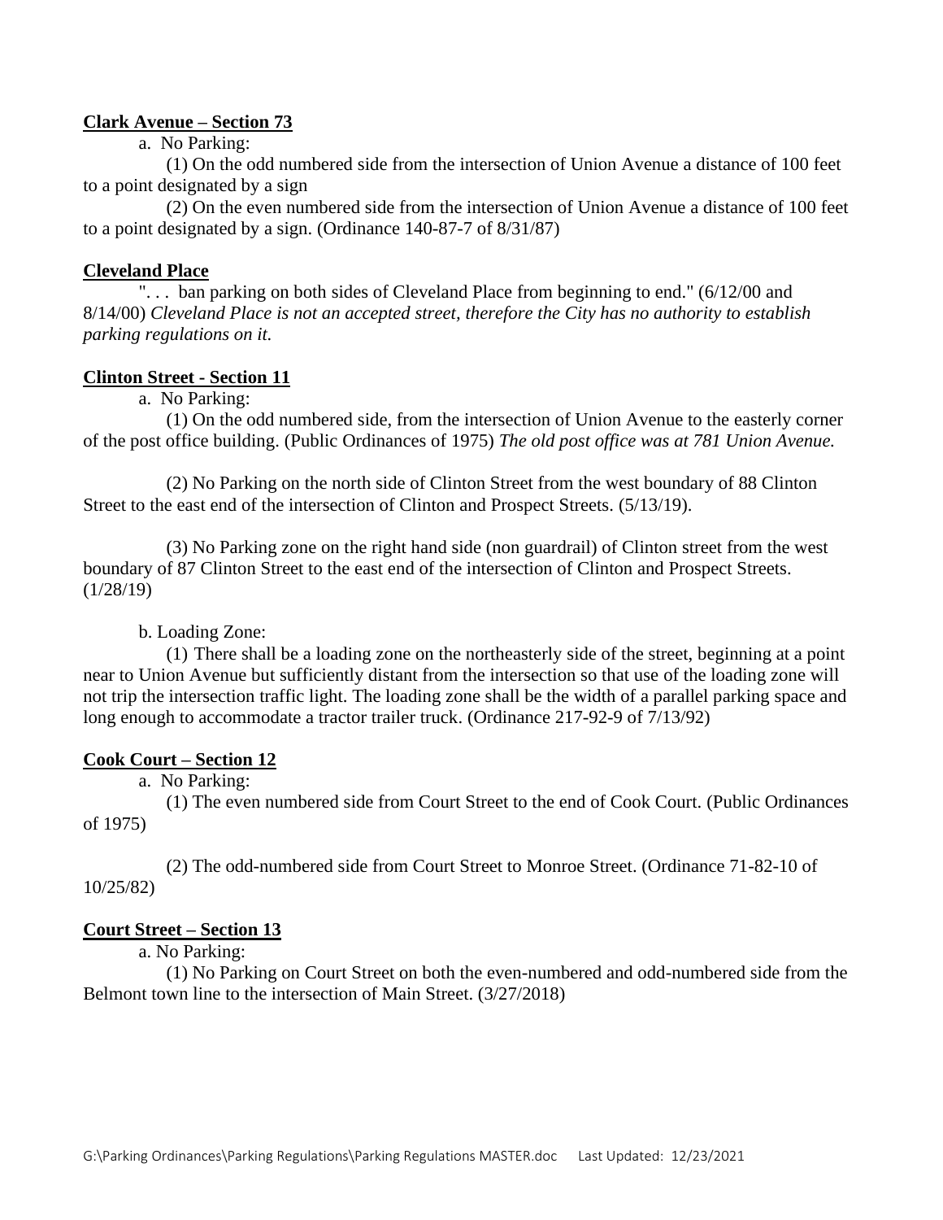**Clark Avenue – Section 73**

a. No Parking:

(1) On the odd numbered side from the intersection of Union Avenue a distance of 100 feet to a point designated by a sign

(2) On the even numbered side from the intersection of Union Avenue a distance of 100 feet to a point designated by a sign. (Ordinance 140-87-7 of 8/31/87)

**Cleveland Place**

". . . ban parking on both sides of Cleveland Place from beginning to end." (6/12/00 and 8/14/00) *Cleveland Place is not an accepted street, therefore the City has no authority to establish parking regulations on it.*

**Clinton Street - Section 11**

a. No Parking:

(1) On the odd numbered side, from the intersection of Union Avenue to the easterly corner of the post office building. (Public Ordinances of 1975) *The old post office was at 781 Union Avenue.*

(2) No Parking on the north side of Clinton Street from the west boundary of 88 Clinton Street to the east end of the intersection of Clinton and Prospect Streets. (5/13/19).

(3) No Parking zone on the right hand side (non guardrail) of Clinton street from the west boundary of 87 Clinton Street to the east end of the intersection of Clinton and Prospect Streets. (1/28/19)

b. Loading Zone:

(1) There shall be a loading zone on the northeasterly side of the street, beginning at a point near to Union Avenue but sufficiently distant from the intersection so that use of the loading zone will not trip the intersection traffic light. The loading zone shall be the width of a parallel parking space and long enough to accommodate a tractor trailer truck. (Ordinance 217-92-9 of 7/13/92)

**Cook Court – Section 12**

a. No Parking:

(1) The even numbered side from Court Street to the end of Cook Court. (Public Ordinances of 1975)

(2) The odd-numbered side from Court Street to Monroe Street. (Ordinance 71-82-10 of 10/25/82)

**Court Street – Section 13**

a. No Parking:

(1) No Parking on Court Street on both the even-numbered and odd-numbered side from the Belmont town line to the intersection of Main Street. (3/27/2018)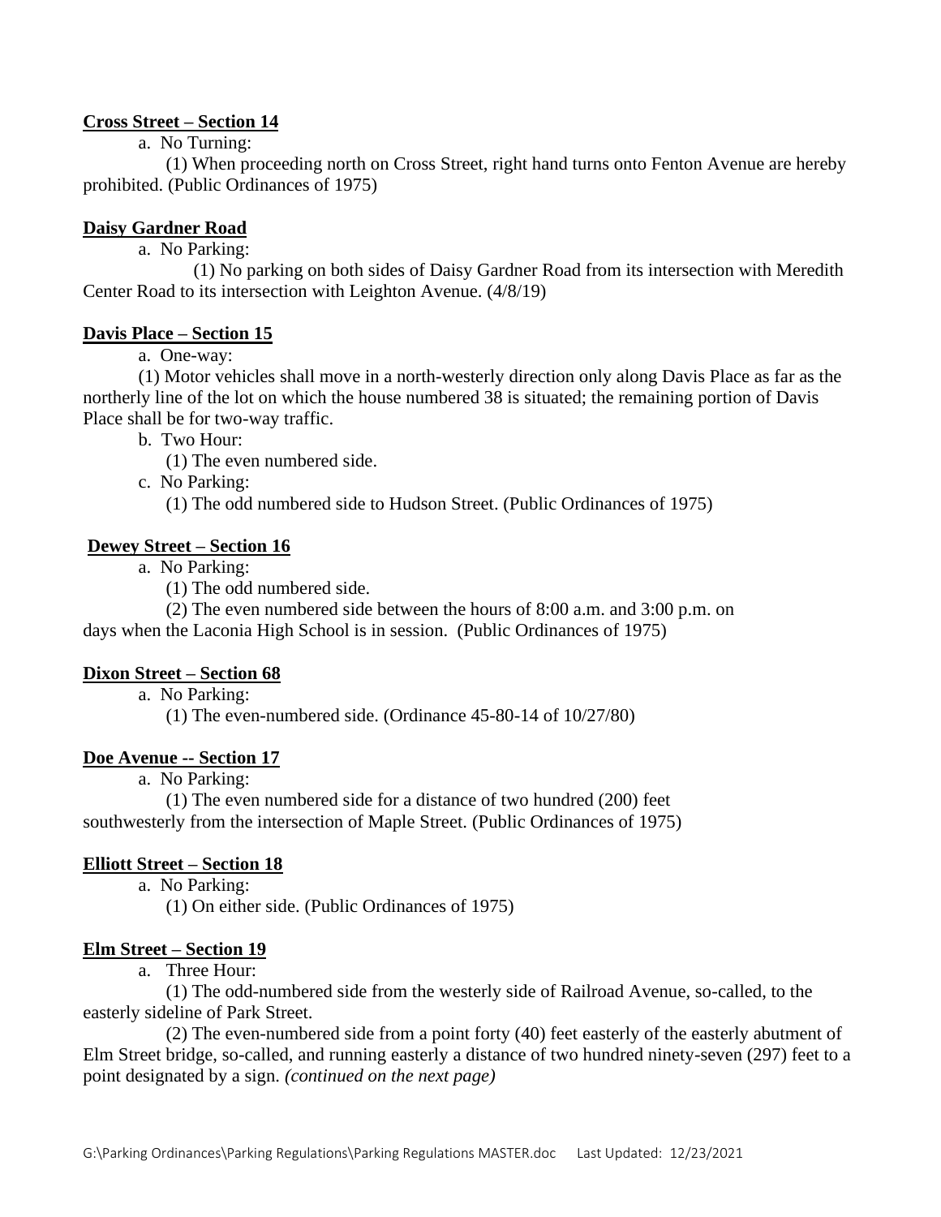**Cross Street – Section 14**

a. No Turning:

(1) When proceeding north on Cross Street, right hand turns onto Fenton Avenue are hereby prohibited. (Public Ordinances of 1975)

**Daisy Gardner Road**

a. No Parking:

(1) No parking on both sides of Daisy Gardner Road from its intersection with Meredith Center Road to its intersection with Leighton Avenue. (4/8/19)

**Davis Place – Section 15**

a. One-way:

(1) Motor vehicles shall move in a north-westerly direction only along Davis Place as far as the northerly line of the lot on which the house numbered 38 is situated; the remaining portion of Davis Place shall be for two-way traffic.

b. Two Hour:

(1) The even numbered side.

c. No Parking:

(1) The odd numbered side to Hudson Street. (Public Ordinances of 1975)

**Dewey Street – Section 16**

a. No Parking:

(1) The odd numbered side.

(2) The even numbered side between the hours of 8:00 a.m. and 3:00 p.m. on days when the Laconia High School is in session. (Public Ordinances of 1975)

**Dixon Street – Section 68**

a. No Parking:

(1) The even-numbered side. (Ordinance 45-80-14 of 10/27/80)

**Doe Avenue -- Section 17**

a. No Parking:

(1) The even numbered side for a distance of two hundred (200) feet southwesterly from the intersection of Maple Street. (Public Ordinances of 1975)

**Elliott Street – Section 18**

a. No Parking:

(1) On either side. (Public Ordinances of 1975)

**Elm Street – Section 19**

a. Three Hour:

(1) The odd-numbered side from the westerly side of Railroad Avenue, so-called, to the easterly sideline of Park Street.

(2) The even-numbered side from a point forty (40) feet easterly of the easterly abutment of Elm Street bridge, so-called, and running easterly a distance of two hundred ninety-seven (297) feet to a point designated by a sign. *(continued on the next page)*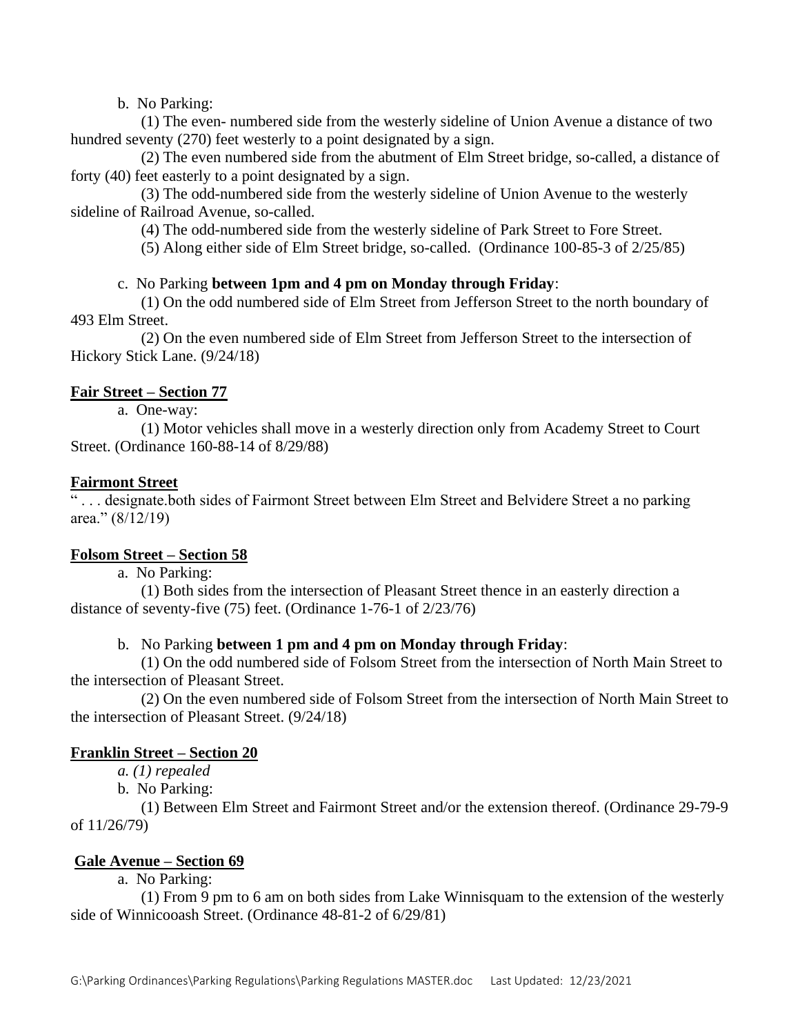b. No Parking:

(1) The even- numbered side from the westerly sideline of Union Avenue a distance of two hundred seventy (270) feet westerly to a point designated by a sign.

(2) The even numbered side from the abutment of Elm Street bridge, so-called, a distance of forty (40) feet easterly to a point designated by a sign.

(3) The odd-numbered side from the westerly sideline of Union Avenue to the westerly sideline of Railroad Avenue, so-called.

(4) The odd-numbered side from the westerly sideline of Park Street to Fore Street.

(5) Along either side of Elm Street bridge, so-called. (Ordinance 100-85-3 of 2/25/85)

c. No Parking **between 1pm and 4 pm on Monday through Friday**:

(1) On the odd numbered side of Elm Street from Jefferson Street to the north boundary of 493 Elm Street.

(2) On the even numbered side of Elm Street from Jefferson Street to the intersection of Hickory Stick Lane. (9/24/18)

**<u>Fair Street – Section 77</u>**

a. One-way:

(1) Motor vehicles shall move in a westerly direction only from Academy Street to Court Street. (Ordinance 160-88-14 of 8/29/88)

**<u>Fairmont Street</u>**

" . . . designate.both sides of Fairmont Street between Elm Street and Belvidere Street a no parking area." (8/12/19)

**<u>Folsom Street – Section 58</u>**

a. No Parking:

(1) Both sides from the intersection of Pleasant Street thence in an easterly direction a distance of seventy-five (75) feet. (Ordinance 1-76-1 of 2/23/76)

b. No Parking **between 1 pm and 4 pm on Monday through Friday**:

(1) On the odd numbered side of Folsom Street from the intersection of North Main Street to the intersection of Pleasant Street.

(2) On the even numbered side of Folsom Street from the intersection of North Main Street to the intersection of Pleasant Street. (9/24/18)

**<u>Franklin Street – Section 20</u>**

*a. (1) repealed*

b. No Parking:

(1) Between Elm Street and Fairmont Street and/or the extension thereof. (Ordinance 29-79-9 of 11/26/79)

**<u>Gale Avenue – Section 69</u>**

a. No Parking:

(1) From 9 pm to 6 am on both sides from Lake Winnisquam to the extension of the westerly side of Winnicooash Street. (Ordinance 48-81-2 of 6/29/81)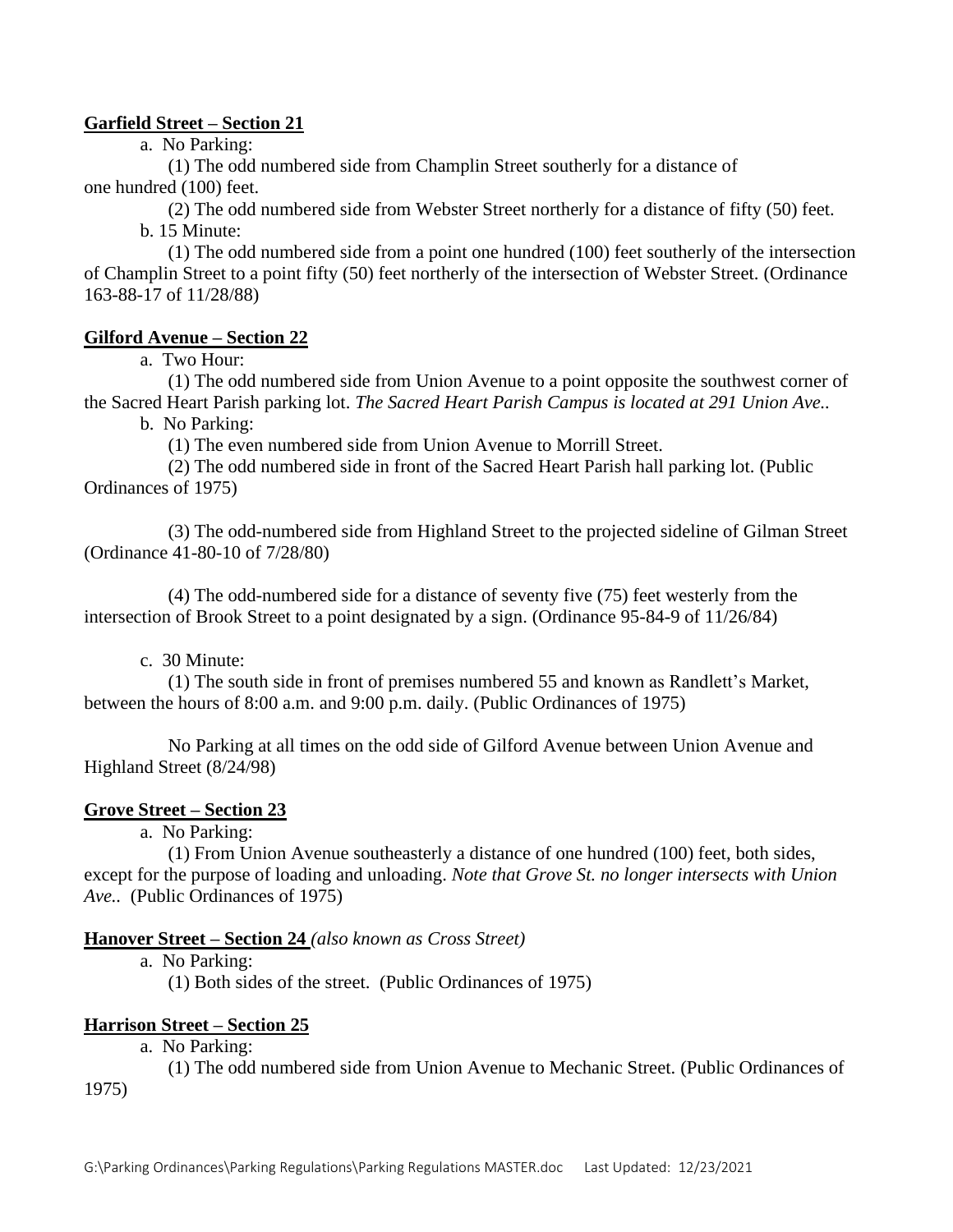**<u>Garfield Street – Section 21</u>**

a. No Parking:

(1) The odd numbered side from Champlin Street southerly for a distance of one hundred (100) feet.

(2) The odd numbered side from Webster Street northerly for a distance of fifty (50) feet.

b. 15 Minute:

(1) The odd numbered side from a point one hundred (100) feet southerly of the intersection of Champlin Street to a point fifty (50) feet northerly of the intersection of Webster Street. (Ordinance 163-88-17 of 11/28/88)

**<u>Gilford Avenue – Section 22</u>**

a. Two Hour:

(1) The odd numbered side from Union Avenue to a point opposite the southwest corner of the Sacred Heart Parish parking lot. *The Sacred Heart Parish Campus is located at 291 Union Ave..*

b. No Parking:

(1) The even numbered side from Union Avenue to Morrill Street.

(2) The odd numbered side in front of the Sacred Heart Parish hall parking lot. (Public Ordinances of 1975)

(3) The odd-numbered side from Highland Street to the projected sideline of Gilman Street (Ordinance 41-80-10 of 7/28/80)

(4) The odd-numbered side for a distance of seventy five (75) feet westerly from the intersection of Brook Street to a point designated by a sign. (Ordinance 95-84-9 of 11/26/84)

c. 30 Minute:

(1) The south side in front of premises numbered 55 and known as Randlett's Market, between the hours of 8:00 a.m. and 9:00 p.m. daily. (Public Ordinances of 1975)

No Parking at all times on the odd side of Gilford Avenue between Union Avenue and Highland Street (8/24/98)

**<u>Grove Street – Section 23</u>**

a. No Parking:

(1) From Union Avenue southeasterly a distance of one hundred (100) feet, both sides, except for the purpose of loading and unloading. *Note that Grove St. no longer intersects with Union Ave..* (Public Ordinances of 1975)

**<u>Hanover Street – Section 24</u>** *(also known as Cross Street)*

a. No Parking:

(1) Both sides of the street. (Public Ordinances of 1975)

**<u>Harrison Street – Section 25</u>**

a. No Parking:

(1) The odd numbered side from Union Avenue to Mechanic Street. (Public Ordinances of 1975)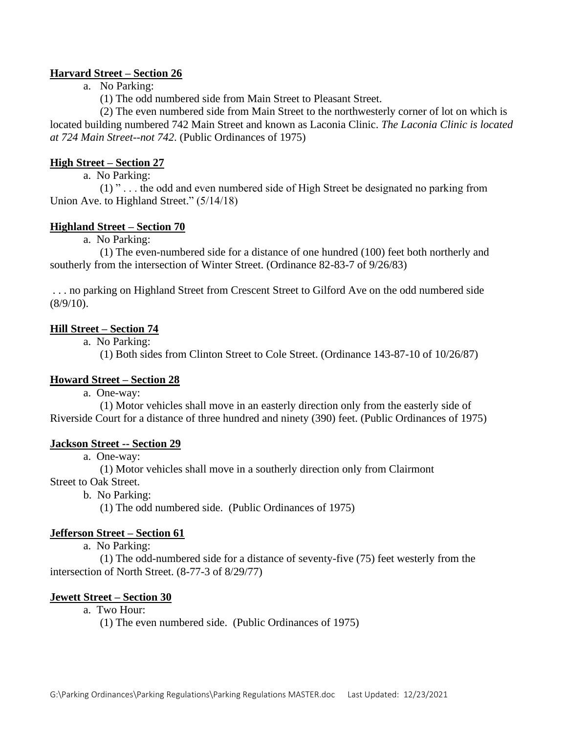**Harvard Street – Section 26**

a. No Parking:

(1) The odd numbered side from Main Street to Pleasant Street.

(2) The even numbered side from Main Street to the northwesterly corner of lot on which is located building numbered 742 Main Street and known as Laconia Clinic. *The Laconia Clinic is located at 724 Main Street--not 742*. (Public Ordinances of 1975)

**High Street – Section 27**

a. No Parking:

(1) " . . . the odd and even numbered side of High Street be designated no parking from Union Ave. to Highland Street." (5/14/18)

**Highland Street – Section 70**

a. No Parking:

(1) The even-numbered side for a distance of one hundred (100) feet both northerly and southerly from the intersection of Winter Street. (Ordinance 82-83-7 of 9/26/83)

. . . no parking on Highland Street from Crescent Street to Gilford Ave on the odd numbered side (8/9/10).

**Hill Street – Section 74**

a. No Parking:

(1) Both sides from Clinton Street to Cole Street. (Ordinance 143-87-10 of 10/26/87)

**Howard Street – Section 28**

a. One-way:

(1) Motor vehicles shall move in an easterly direction only from the easterly side of Riverside Court for a distance of three hundred and ninety (390) feet. (Public Ordinances of 1975)

**Jackson Street -- Section 29**

a. One-way:

(1) Motor vehicles shall move in a southerly direction only from Clairmont Street to Oak Street.

b. No Parking:

(1) The odd numbered side. (Public Ordinances of 1975)

**Jefferson Street – Section 61**

a. No Parking:

(1) The odd-numbered side for a distance of seventy-five (75) feet westerly from the intersection of North Street. (8-77-3 of 8/29/77)

**Jewett Street – Section 30**

a. Two Hour:

(1) The even numbered side. (Public Ordinances of 1975)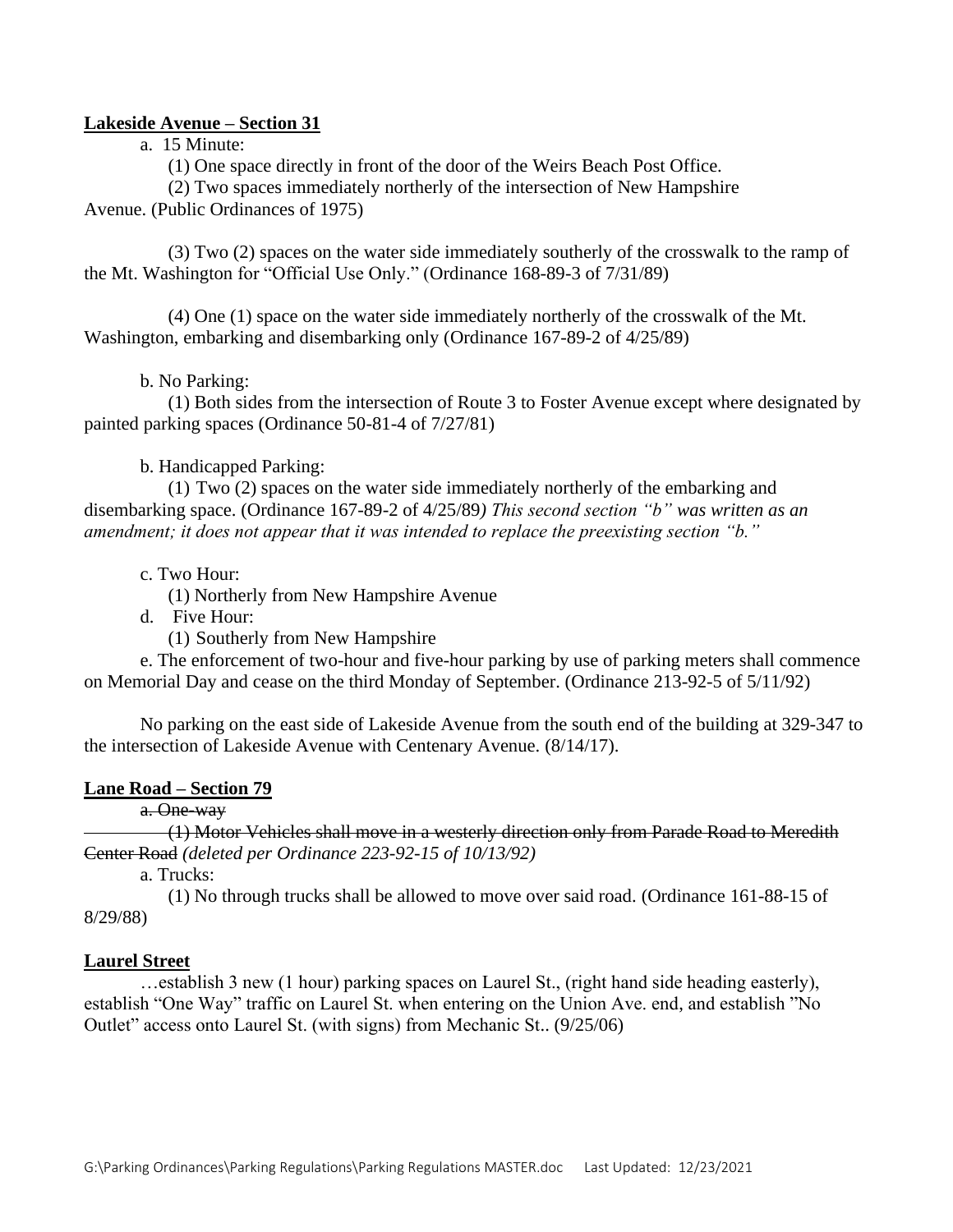**Lakeside Avenue – Section 31**

a. 15 Minute:

(1) One space directly in front of the door of the Weirs Beach Post Office.

(2) Two spaces immediately northerly of the intersection of New Hampshire Avenue. (Public Ordinances of 1975)

(3) Two (2) spaces on the water side immediately southerly of the crosswalk to the ramp of the Mt. Washington for "Official Use Only." (Ordinance 168-89-3 of 7/31/89)

(4) One (1) space on the water side immediately northerly of the crosswalk of the Mt. Washington, embarking and disembarking only (Ordinance 167-89-2 of 4/25/89)

b. No Parking:

(1) Both sides from the intersection of Route 3 to Foster Avenue except where designated by painted parking spaces (Ordinance 50-81-4 of 7/27/81)

b. Handicapped Parking:

(1) Two (2) spaces on the water side immediately northerly of the embarking and disembarking space. (Ordinance 167-89-2 of 4/25/89*) This second section "b" was written as an amendment; it does not appear that it was intended to replace the preexisting section "b."*

c. Two Hour:

(1) Northerly from New Hampshire Avenue

d. Five Hour:

(1) Southerly from New Hampshire

e. The enforcement of two-hour and five-hour parking by use of parking meters shall commence on Memorial Day and cease on the third Monday of September. (Ordinance 213-92-5 of 5/11/92)

No parking on the east side of Lakeside Avenue from the south end of the building at 329-347 to the intersection of Lakeside Avenue with Centenary Avenue. (8/14/17).

**Lane Road – Section 79**

~~a. One-way~~

~~(1) Motor Vehicles shall move in a westerly direction only from Parade Road to Meredith Center Road~~ *(deleted per Ordinance 223-92-15 of 10/13/92)*

a. Trucks:

(1) No through trucks shall be allowed to move over said road. (Ordinance 161-88-15 of 8/29/88)

**Laurel Street**

…establish 3 new (1 hour) parking spaces on Laurel St., (right hand side heading easterly), establish "One Way" traffic on Laurel St. when entering on the Union Ave. end, and establish "No Outlet" access onto Laurel St. (with signs) from Mechanic St.. (9/25/06)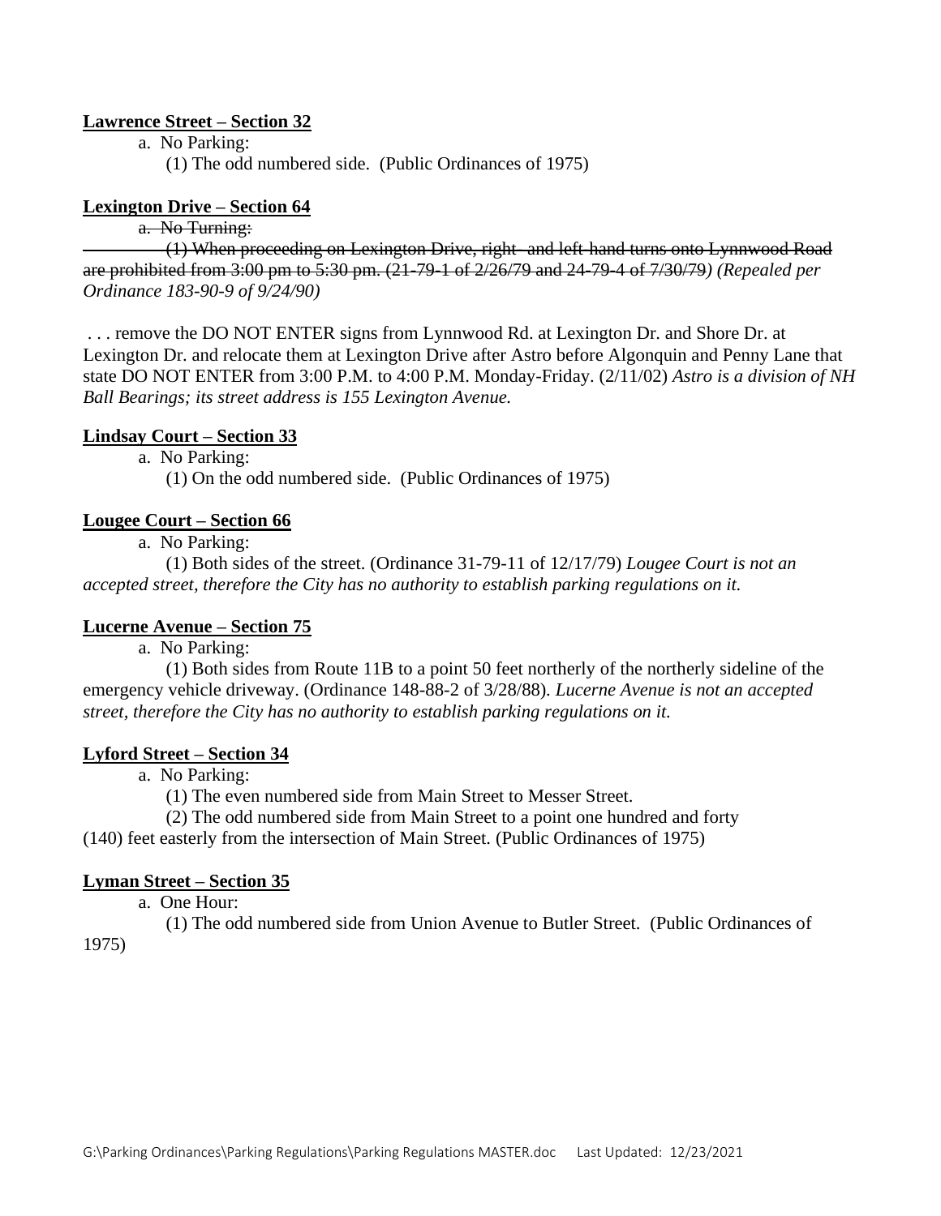**Lawrence Street – Section 32**

a. No Parking:

(1) The odd numbered side. (Public Ordinances of 1975)

**Lexington Drive – Section 64**

~~a. No Turning:~~

~~(1) When proceeding on Lexington Drive, right- and left-hand turns onto Lynnwood Road are prohibited from 3:00 pm to 5:30 pm. (21-79-1 of 2/26/79 and 24-79-4 of 7/30/79~~*) (Repealed per Ordinance 183-90-9 of 9/24/90)*

. . . remove the DO NOT ENTER signs from Lynnwood Rd. at Lexington Dr. and Shore Dr. at Lexington Dr. and relocate them at Lexington Drive after Astro before Algonquin and Penny Lane that state DO NOT ENTER from 3:00 P.M. to 4:00 P.M. Monday-Friday. (2/11/02) *Astro is a division of NH Ball Bearings; its street address is 155 Lexington Avenue.*

**Lindsay Court – Section 33**

a. No Parking:

(1) On the odd numbered side. (Public Ordinances of 1975)

**Lougee Court – Section 66**

a. No Parking:

(1) Both sides of the street. (Ordinance 31-79-11 of 12/17/79) *Lougee Court is not an accepted street, therefore the City has no authority to establish parking regulations on it.*

**Lucerne Avenue – Section 75**

a. No Parking:

(1) Both sides from Route 11B to a point 50 feet northerly of the northerly sideline of the emergency vehicle driveway. (Ordinance 148-88-2 of 3/28/88). *Lucerne Avenue is not an accepted street, therefore the City has no authority to establish parking regulations on it.*

**Lyford Street – Section 34**

a. No Parking:

(1) The even numbered side from Main Street to Messer Street.

(2) The odd numbered side from Main Street to a point one hundred and forty (140) feet easterly from the intersection of Main Street. (Public Ordinances of 1975)

**Lyman Street – Section 35**

a. One Hour:

(1) The odd numbered side from Union Avenue to Butler Street. (Public Ordinances of 1975)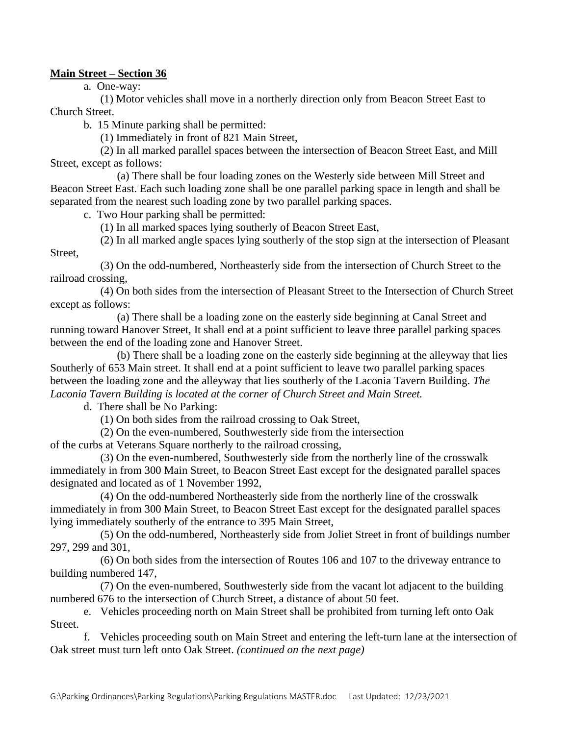**Main Street – Section 36**

a. One-way:

(1) Motor vehicles shall move in a northerly direction only from Beacon Street East to Church Street.

b. 15 Minute parking shall be permitted:

(1) Immediately in front of 821 Main Street,

(2) In all marked parallel spaces between the intersection of Beacon Street East, and Mill Street, except as follows:

(a) There shall be four loading zones on the Westerly side between Mill Street and Beacon Street East. Each such loading zone shall be one parallel parking space in length and shall be separated from the nearest such loading zone by two parallel parking spaces.

c. Two Hour parking shall be permitted:

(1) In all marked spaces lying southerly of Beacon Street East,

(2) In all marked angle spaces lying southerly of the stop sign at the intersection of Pleasant Street,

(3) On the odd-numbered, Northeasterly side from the intersection of Church Street to the railroad crossing,

(4) On both sides from the intersection of Pleasant Street to the Intersection of Church Street except as follows:

(a) There shall be a loading zone on the easterly side beginning at Canal Street and running toward Hanover Street, It shall end at a point sufficient to leave three parallel parking spaces between the end of the loading zone and Hanover Street.

(b) There shall be a loading zone on the easterly side beginning at the alleyway that lies Southerly of 653 Main street. It shall end at a point sufficient to leave two parallel parking spaces between the loading zone and the alleyway that lies southerly of the Laconia Tavern Building. *The Laconia Tavern Building is located at the corner of Church Street and Main Street.*

d. There shall be No Parking:

(1) On both sides from the railroad crossing to Oak Street,

(2) On the even-numbered, Southwesterly side from the intersection of the curbs at Veterans Square northerly to the railroad crossing,

(3) On the even-numbered, Southwesterly side from the northerly line of the crosswalk immediately in from 300 Main Street, to Beacon Street East except for the designated parallel spaces designated and located as of 1 November 1992,

(4) On the odd-numbered Northeasterly side from the northerly line of the crosswalk immediately in from 300 Main Street, to Beacon Street East except for the designated parallel spaces lying immediately southerly of the entrance to 395 Main Street,

(5) On the odd-numbered, Northeasterly side from Joliet Street in front of buildings number 297, 299 and 301,

(6) On both sides from the intersection of Routes 106 and 107 to the driveway entrance to building numbered 147,

(7) On the even-numbered, Southwesterly side from the vacant lot adjacent to the building numbered 676 to the intersection of Church Street, a distance of about 50 feet.

e. Vehicles proceeding north on Main Street shall be prohibited from turning left onto Oak Street.

f. Vehicles proceeding south on Main Street and entering the left-turn lane at the intersection of Oak street must turn left onto Oak Street. *(continued on the next page)*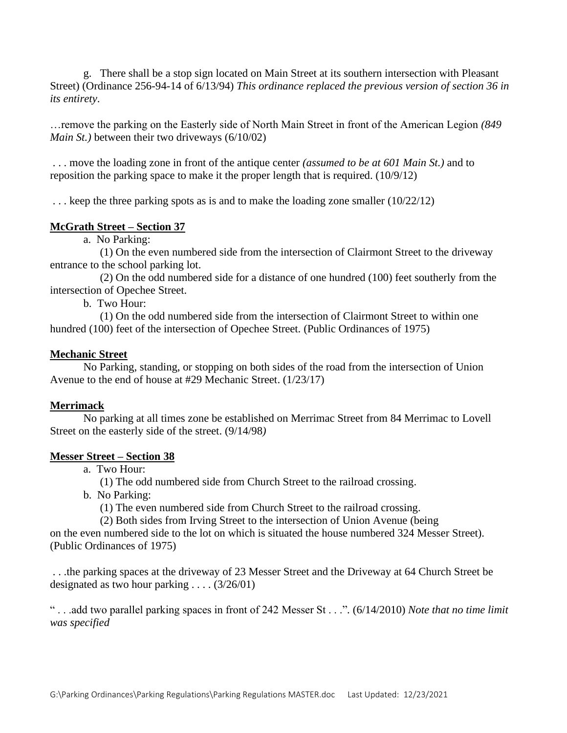g. There shall be a stop sign located on Main Street at its southern intersection with Pleasant Street) (Ordinance 256-94-14 of 6/13/94) *This ordinance replaced the previous version of section 36 in its entirety*.

…remove the parking on the Easterly side of North Main Street in front of the American Legion *(849 Main St.)* between their two driveways (6/10/02)

. . . move the loading zone in front of the antique center *(assumed to be at 601 Main St.)* and to reposition the parking space to make it the proper length that is required. (10/9/12)

. . . keep the three parking spots as is and to make the loading zone smaller (10/22/12)

**McGrath Street – Section 37**

a. No Parking:

(1) On the even numbered side from the intersection of Clairmont Street to the driveway entrance to the school parking lot.

(2) On the odd numbered side for a distance of one hundred (100) feet southerly from the intersection of Opechee Street.

b. Two Hour:

(1) On the odd numbered side from the intersection of Clairmont Street to within one hundred (100) feet of the intersection of Opechee Street. (Public Ordinances of 1975)

**Mechanic Street**

No Parking, standing, or stopping on both sides of the road from the intersection of Union Avenue to the end of house at #29 Mechanic Street. (1/23/17)

**Merrimack**

No parking at all times zone be established on Merrimac Street from 84 Merrimac to Lovell Street on the easterly side of the street. (9/14/98)

**Messer Street – Section 38**

a. Two Hour:

(1) The odd numbered side from Church Street to the railroad crossing.

b. No Parking:

(1) The even numbered side from Church Street to the railroad crossing.

(2) Both sides from Irving Street to the intersection of Union Avenue (being on the even numbered side to the lot on which is situated the house numbered 324 Messer Street). (Public Ordinances of 1975)

. . .the parking spaces at the driveway of 23 Messer Street and the Driveway at 64 Church Street be designated as two hour parking . . . . (3/26/01)

" . . .add two parallel parking spaces in front of 242 Messer St . . .". (6/14/2010) *Note that no time limit was specified*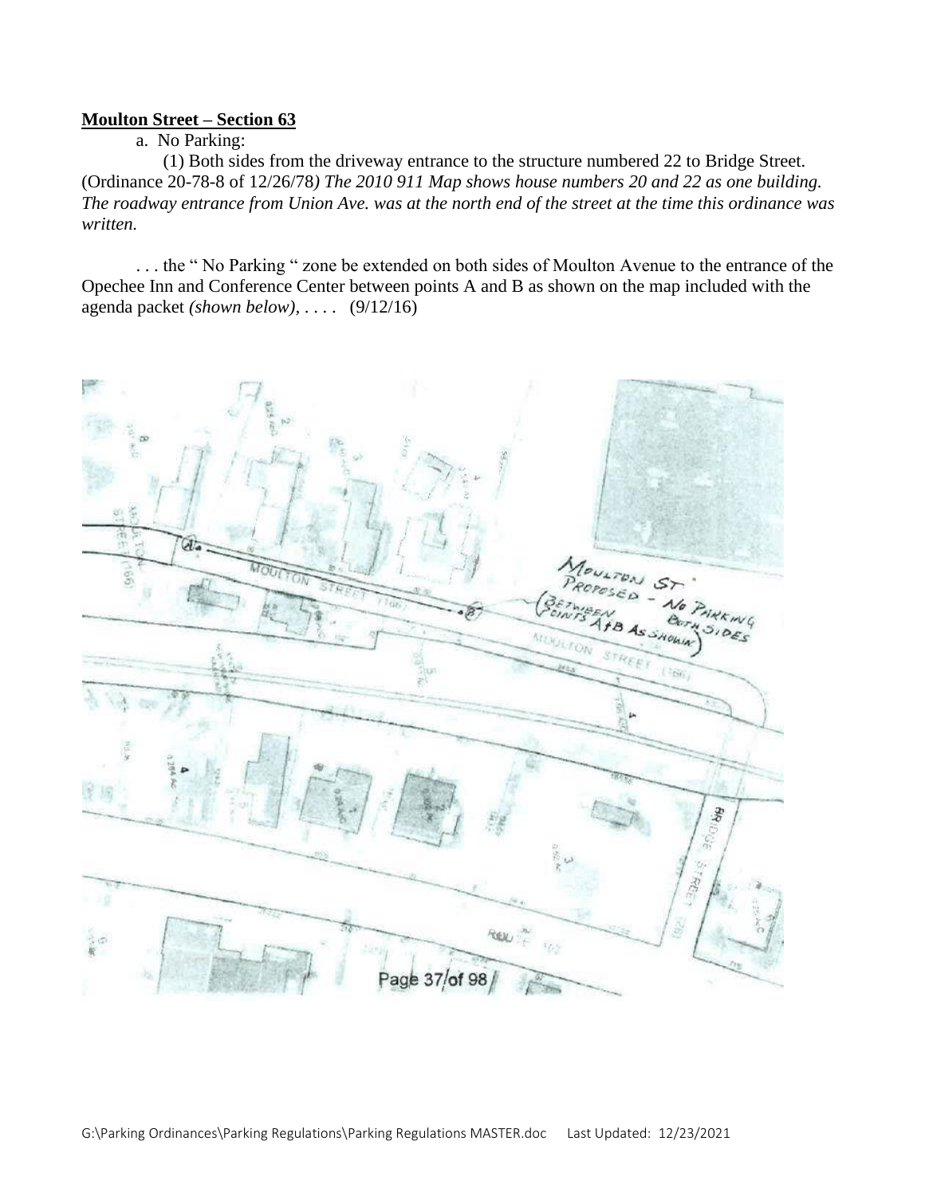**Moulton Street – Section 63**

a. No Parking:

(1) Both sides from the driveway entrance to the structure numbered 22 to Bridge Street. (Ordinance 20-78-8 of 12/26/78*) The 2010 911 Map shows house numbers 20 and 22 as one building. The roadway entrance from Union Ave. was at the north end of the street at the time this ordinance was written.*

. . . the " No Parking " zone be extended on both sides of Moulton Avenue to the entrance of the Opechee Inn and Conference Center between points A and B as shown on the map included with the agenda packet *(shown below)*, . . . . (9/12/16)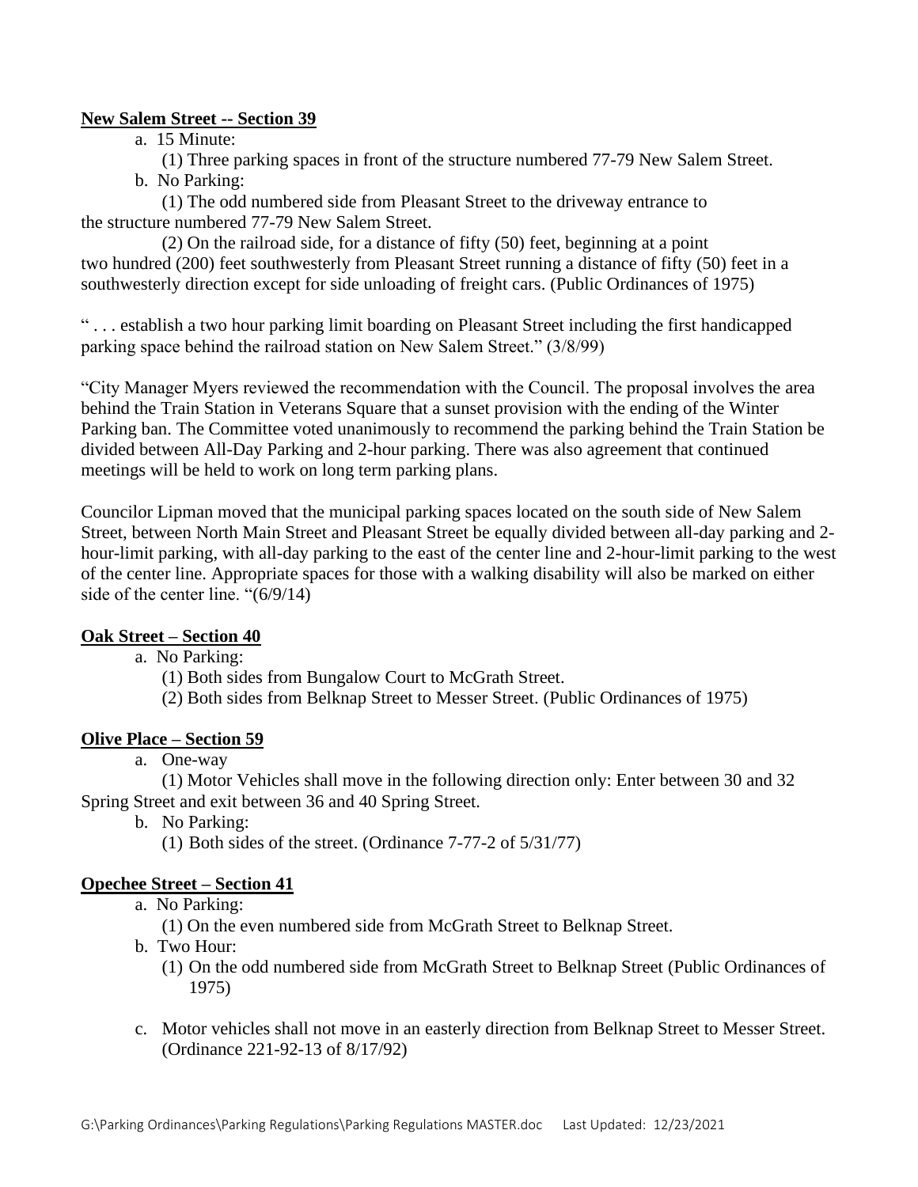**New Salem Street -- Section 39**

a. 15 Minute:

(1) Three parking spaces in front of the structure numbered 77-79 New Salem Street.

b. No Parking:

(1) The odd numbered side from Pleasant Street to the driveway entrance to the structure numbered 77-79 New Salem Street.

(2) On the railroad side, for a distance of fifty (50) feet, beginning at a point two hundred (200) feet southwesterly from Pleasant Street running a distance of fifty (50) feet in a southwesterly direction except for side unloading of freight cars. (Public Ordinances of 1975)

" . . . establish a two hour parking limit boarding on Pleasant Street including the first handicapped parking space behind the railroad station on New Salem Street." (3/8/99)

"City Manager Myers reviewed the recommendation with the Council. The proposal involves the area behind the Train Station in Veterans Square that a sunset provision with the ending of the Winter Parking ban. The Committee voted unanimously to recommend the parking behind the Train Station be divided between All-Day Parking and 2-hour parking. There was also agreement that continued meetings will be held to work on long term parking plans.

Councilor Lipman moved that the municipal parking spaces located on the south side of New Salem Street, between North Main Street and Pleasant Street be equally divided between all-day parking and 2-hour-limit parking, with all-day parking to the east of the center line and 2-hour-limit parking to the west of the center line. Appropriate spaces for those with a walking disability will also be marked on either side of the center line. "(6/9/14)

**Oak Street – Section 40**

a. No Parking:

(1) Both sides from Bungalow Court to McGrath Street.

(2) Both sides from Belknap Street to Messer Street. (Public Ordinances of 1975)

**Olive Place – Section 59**

a. One-way

(1) Motor Vehicles shall move in the following direction only: Enter between 30 and 32 Spring Street and exit between 36 and 40 Spring Street.

b. No Parking:

(1) Both sides of the street. (Ordinance 7-77-2 of 5/31/77)

**Opechee Street – Section 41**

a. No Parking:

(1) On the even numbered side from McGrath Street to Belknap Street.

b. Two Hour:

(1) On the odd numbered side from McGrath Street to Belknap Street (Public Ordinances of 1975)

c. Motor vehicles shall not move in an easterly direction from Belknap Street to Messer Street. (Ordinance 221-92-13 of 8/17/92)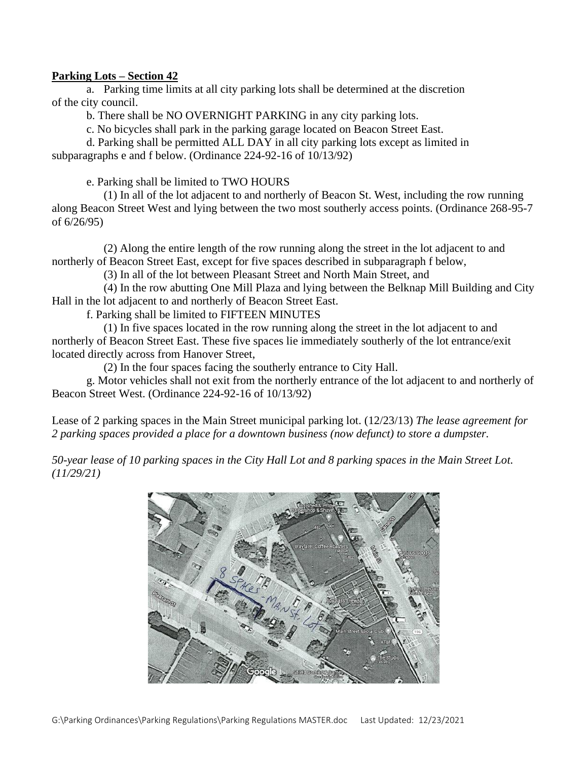**Parking Lots – Section 42**

a. Parking time limits at all city parking lots shall be determined at the discretion of the city council.

b. There shall be NO OVERNIGHT PARKING in any city parking lots.

c. No bicycles shall park in the parking garage located on Beacon Street East.

d. Parking shall be permitted ALL DAY in all city parking lots except as limited in subparagraphs e and f below. (Ordinance 224-92-16 of 10/13/92)

e. Parking shall be limited to TWO HOURS

(1) In all of the lot adjacent to and northerly of Beacon St. West, including the row running along Beacon Street West and lying between the two most southerly access points. (Ordinance 268-95-7 of 6/26/95)

(2) Along the entire length of the row running along the street in the lot adjacent to and northerly of Beacon Street East, except for five spaces described in subparagraph f below,

(3) In all of the lot between Pleasant Street and North Main Street, and

(4) In the row abutting One Mill Plaza and lying between the Belknap Mill Building and City Hall in the lot adjacent to and northerly of Beacon Street East.

f. Parking shall be limited to FIFTEEN MINUTES

(1) In five spaces located in the row running along the street in the lot adjacent to and northerly of Beacon Street East. These five spaces lie immediately southerly of the lot entrance/exit located directly across from Hanover Street,

(2) In the four spaces facing the southerly entrance to City Hall.

g. Motor vehicles shall not exit from the northerly entrance of the lot adjacent to and northerly of Beacon Street West. (Ordinance 224-92-16 of 10/13/92)

Lease of 2 parking spaces in the Main Street municipal parking lot. (12/23/13) *The lease agreement for 2 parking spaces provided a place for a downtown business (now defunct) to store a dumpster.*

*50-year lease of 10 parking spaces in the City Hall Lot and 8 parking spaces in the Main Street Lot. (11/29/21)*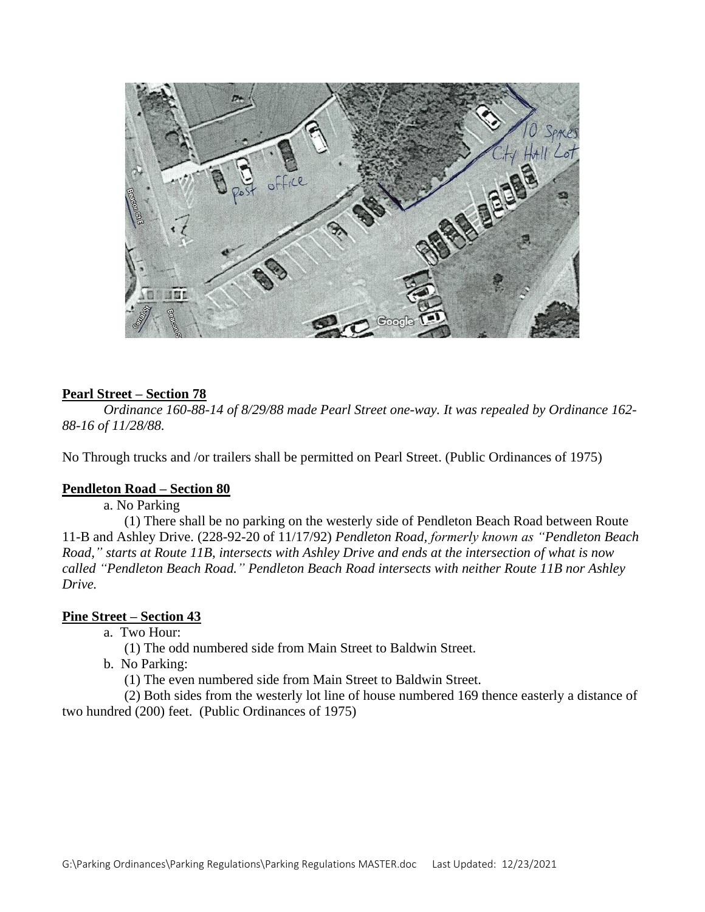**Pearl Street – Section 78**

*Ordinance 160-88-14 of 8/29/88 made Pearl Street one-way. It was repealed by Ordinance 162-88-16 of 11/28/88.*

No Through trucks and /or trailers shall be permitted on Pearl Street. (Public Ordinances of 1975)

**Pendleton Road – Section 80**

a. No Parking

(1) There shall be no parking on the westerly side of Pendleton Beach Road between Route 11-B and Ashley Drive. (228-92-20 of 11/17/92) *Pendleton Road, formerly known as "Pendleton Beach Road," starts at Route 11B, intersects with Ashley Drive and ends at the intersection of what is now called "Pendleton Beach Road." Pendleton Beach Road intersects with neither Route 11B nor Ashley Drive.*

**Pine Street – Section 43**

a. Two Hour:

(1) The odd numbered side from Main Street to Baldwin Street.

b. No Parking:

(1) The even numbered side from Main Street to Baldwin Street.

(2) Both sides from the westerly lot line of house numbered 169 thence easterly a distance of two hundred (200) feet. (Public Ordinances of 1975)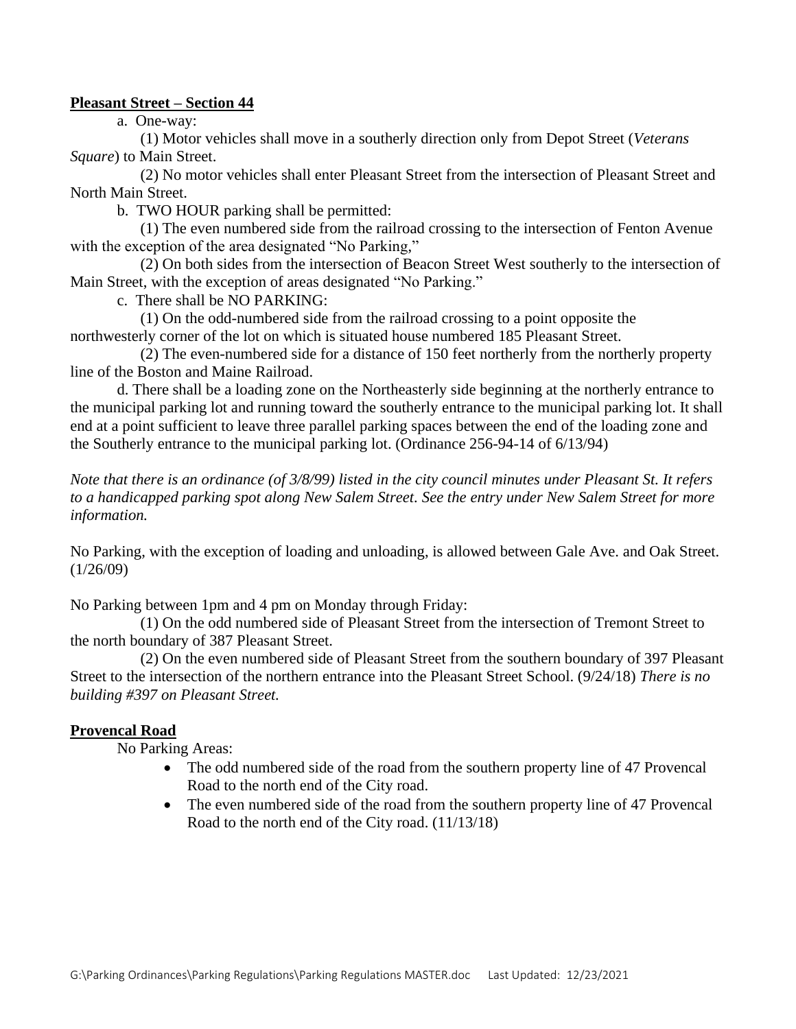**Pleasant Street – Section 44**

a. One-way:

(1) Motor vehicles shall move in a southerly direction only from Depot Street (*Veterans Square*) to Main Street.

(2) No motor vehicles shall enter Pleasant Street from the intersection of Pleasant Street and North Main Street.

b. TWO HOUR parking shall be permitted:

(1) The even numbered side from the railroad crossing to the intersection of Fenton Avenue with the exception of the area designated "No Parking,"

(2) On both sides from the intersection of Beacon Street West southerly to the intersection of Main Street, with the exception of areas designated "No Parking."

c. There shall be NO PARKING:

(1) On the odd-numbered side from the railroad crossing to a point opposite the northwesterly corner of the lot on which is situated house numbered 185 Pleasant Street.

(2) The even-numbered side for a distance of 150 feet northerly from the northerly property line of the Boston and Maine Railroad.

d. There shall be a loading zone on the Northeasterly side beginning at the northerly entrance to the municipal parking lot and running toward the southerly entrance to the municipal parking lot. It shall end at a point sufficient to leave three parallel parking spaces between the end of the loading zone and the Southerly entrance to the municipal parking lot. (Ordinance 256-94-14 of 6/13/94)

*Note that there is an ordinance (of 3/8/99) listed in the city council minutes under Pleasant St. It refers to a handicapped parking spot along New Salem Street. See the entry under New Salem Street for more information.*

No Parking, with the exception of loading and unloading, is allowed between Gale Ave. and Oak Street. (1/26/09)

No Parking between 1pm and 4 pm on Monday through Friday:

(1) On the odd numbered side of Pleasant Street from the intersection of Tremont Street to the north boundary of 387 Pleasant Street.

(2) On the even numbered side of Pleasant Street from the southern boundary of 397 Pleasant Street to the intersection of the northern entrance into the Pleasant Street School. (9/24/18) *There is no building #397 on Pleasant Street.*

**Provencal Road**

No Parking Areas:

- The odd numbered side of the road from the southern property line of 47 Provencal Road to the north end of the City road.
- The even numbered side of the road from the southern property line of 47 Provencal Road to the north end of the City road. (11/13/18)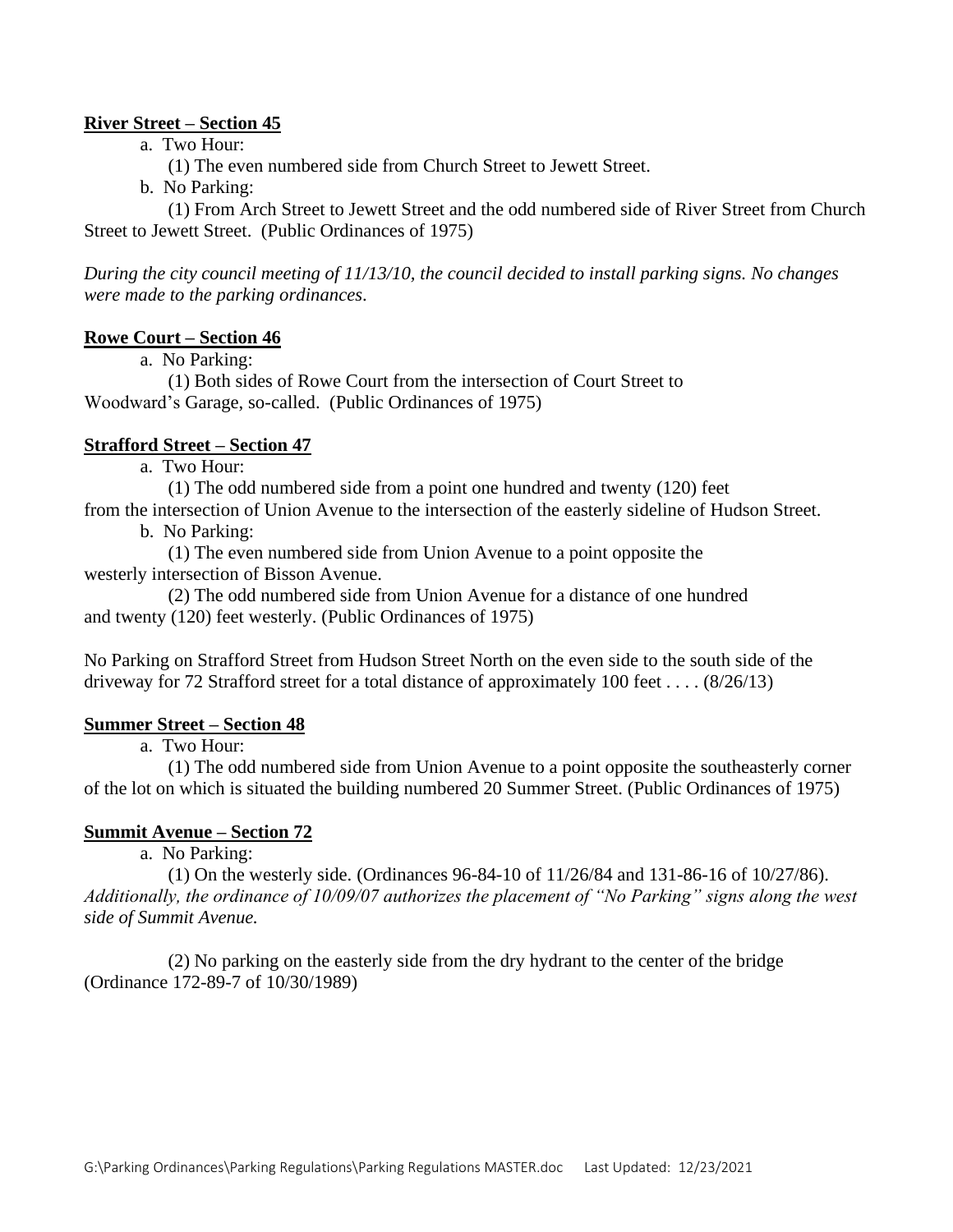**River Street – Section 45**

a. Two Hour:

(1) The even numbered side from Church Street to Jewett Street.

b. No Parking:

(1) From Arch Street to Jewett Street and the odd numbered side of River Street from Church Street to Jewett Street. (Public Ordinances of 1975)

*During the city council meeting of 11/13/10, the council decided to install parking signs. No changes were made to the parking ordinances.*

**Rowe Court – Section 46**

a. No Parking:

(1) Both sides of Rowe Court from the intersection of Court Street to Woodward's Garage, so-called. (Public Ordinances of 1975)

**Strafford Street – Section 47**

a. Two Hour:

(1) The odd numbered side from a point one hundred and twenty (120) feet from the intersection of Union Avenue to the intersection of the easterly sideline of Hudson Street.

b. No Parking:

(1) The even numbered side from Union Avenue to a point opposite the westerly intersection of Bisson Avenue.

(2) The odd numbered side from Union Avenue for a distance of one hundred and twenty (120) feet westerly. (Public Ordinances of 1975)

No Parking on Strafford Street from Hudson Street North on the even side to the south side of the driveway for 72 Strafford street for a total distance of approximately 100 feet . . . . (8/26/13)

**Summer Street – Section 48**

a. Two Hour:

(1) The odd numbered side from Union Avenue to a point opposite the southeasterly corner of the lot on which is situated the building numbered 20 Summer Street. (Public Ordinances of 1975)

**Summit Avenue – Section 72**

a. No Parking:

(1) On the westerly side. (Ordinances 96-84-10 of 11/26/84 and 131-86-16 of 10/27/86). *Additionally, the ordinance of 10/09/07 authorizes the placement of "No Parking" signs along the west side of Summit Avenue.*

(2) No parking on the easterly side from the dry hydrant to the center of the bridge (Ordinance 172-89-7 of 10/30/1989)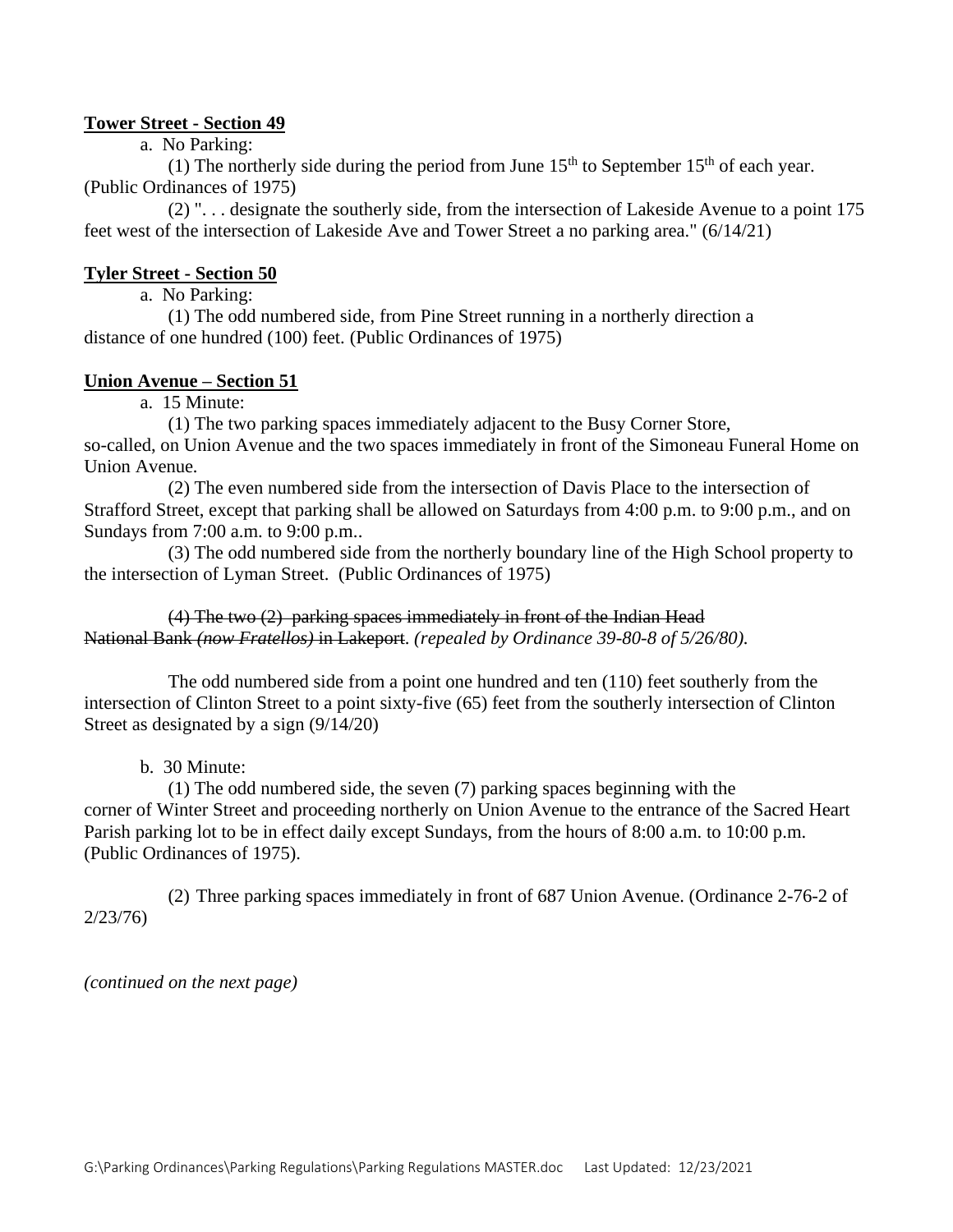**Tower Street - Section 49**

a. No Parking:

(1) The northerly side during the period from June 15th to September 15th of each year. (Public Ordinances of 1975)

(2) ". . . designate the southerly side, from the intersection of Lakeside Avenue to a point 175 feet west of the intersection of Lakeside Ave and Tower Street a no parking area." (6/14/21)

**Tyler Street - Section 50**

a. No Parking:

(1) The odd numbered side, from Pine Street running in a northerly direction a distance of one hundred (100) feet. (Public Ordinances of 1975)

**Union Avenue – Section 51**

a. 15 Minute:

(1) The two parking spaces immediately adjacent to the Busy Corner Store, so-called, on Union Avenue and the two spaces immediately in front of the Simoneau Funeral Home on Union Avenue.

(2) The even numbered side from the intersection of Davis Place to the intersection of Strafford Street, except that parking shall be allowed on Saturdays from 4:00 p.m. to 9:00 p.m., and on Sundays from 7:00 a.m. to 9:00 p.m..

(3) The odd numbered side from the northerly boundary line of the High School property to the intersection of Lyman Street. (Public Ordinances of 1975)

~~(4) The two (2) parking spaces immediately in front of the Indian Head National Bank *(now Fratellos)* in Lakeport.~~ *(repealed by Ordinance 39-80-8 of 5/26/80).*

The odd numbered side from a point one hundred and ten (110) feet southerly from the intersection of Clinton Street to a point sixty-five (65) feet from the southerly intersection of Clinton Street as designated by a sign (9/14/20)

b. 30 Minute:

(1) The odd numbered side, the seven (7) parking spaces beginning with the corner of Winter Street and proceeding northerly on Union Avenue to the entrance of the Sacred Heart Parish parking lot to be in effect daily except Sundays, from the hours of 8:00 a.m. to 10:00 p.m. (Public Ordinances of 1975).

(2) Three parking spaces immediately in front of 687 Union Avenue. (Ordinance 2-76-2 of 2/23/76)

*(continued on the next page)*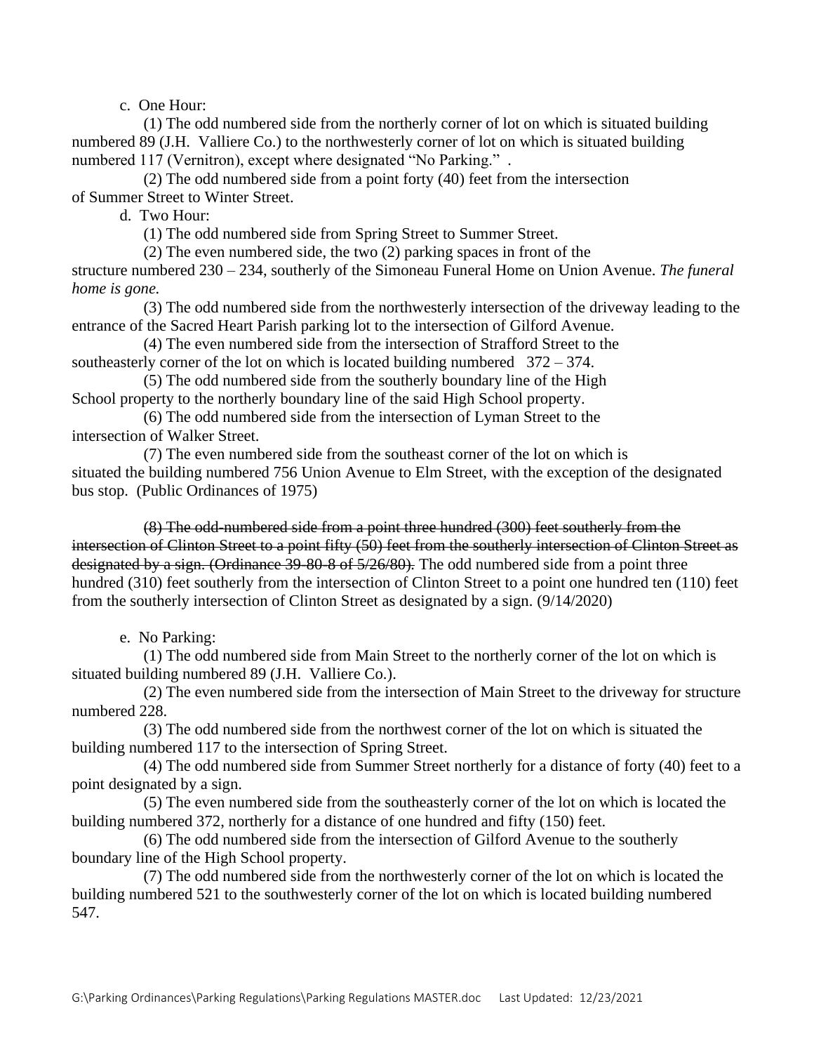c. One Hour:

(1) The odd numbered side from the northerly corner of lot on which is situated building numbered 89 (J.H. Valliere Co.) to the northwesterly corner of lot on which is situated building numbered 117 (Vernitron), except where designated "No Parking." .

(2) The odd numbered side from a point forty (40) feet from the intersection of Summer Street to Winter Street.

d. Two Hour:

(1) The odd numbered side from Spring Street to Summer Street.

(2) The even numbered side, the two (2) parking spaces in front of the structure numbered 230 – 234, southerly of the Simoneau Funeral Home on Union Avenue. *The funeral home is gone.*

(3) The odd numbered side from the northwesterly intersection of the driveway leading to the entrance of the Sacred Heart Parish parking lot to the intersection of Gilford Avenue.

(4) The even numbered side from the intersection of Strafford Street to the southeasterly corner of the lot on which is located building numbered 372 – 374.

(5) The odd numbered side from the southerly boundary line of the High School property to the northerly boundary line of the said High School property.

(6) The odd numbered side from the intersection of Lyman Street to the intersection of Walker Street.

(7) The even numbered side from the southeast corner of the lot on which is situated the building numbered 756 Union Avenue to Elm Street, with the exception of the designated bus stop. (Public Ordinances of 1975)

~~(8) The odd-numbered side from a point three hundred (300) feet southerly from the intersection of Clinton Street to a point fifty (50) feet from the southerly intersection of Clinton Street as designated by a sign. (Ordinance 39-80-8 of 5/26/80).~~ The odd numbered side from a point three hundred (310) feet southerly from the intersection of Clinton Street to a point one hundred ten (110) feet from the southerly intersection of Clinton Street as designated by a sign. (9/14/2020)

e. No Parking:

(1) The odd numbered side from Main Street to the northerly corner of the lot on which is situated building numbered 89 (J.H. Valliere Co.).

(2) The even numbered side from the intersection of Main Street to the driveway for structure numbered 228.

(3) The odd numbered side from the northwest corner of the lot on which is situated the building numbered 117 to the intersection of Spring Street.

(4) The odd numbered side from Summer Street northerly for a distance of forty (40) feet to a point designated by a sign.

(5) The even numbered side from the southeasterly corner of the lot on which is located the building numbered 372, northerly for a distance of one hundred and fifty (150) feet.

(6) The odd numbered side from the intersection of Gilford Avenue to the southerly boundary line of the High School property.

(7) The odd numbered side from the northwesterly corner of the lot on which is located the building numbered 521 to the southwesterly corner of the lot on which is located building numbered 547.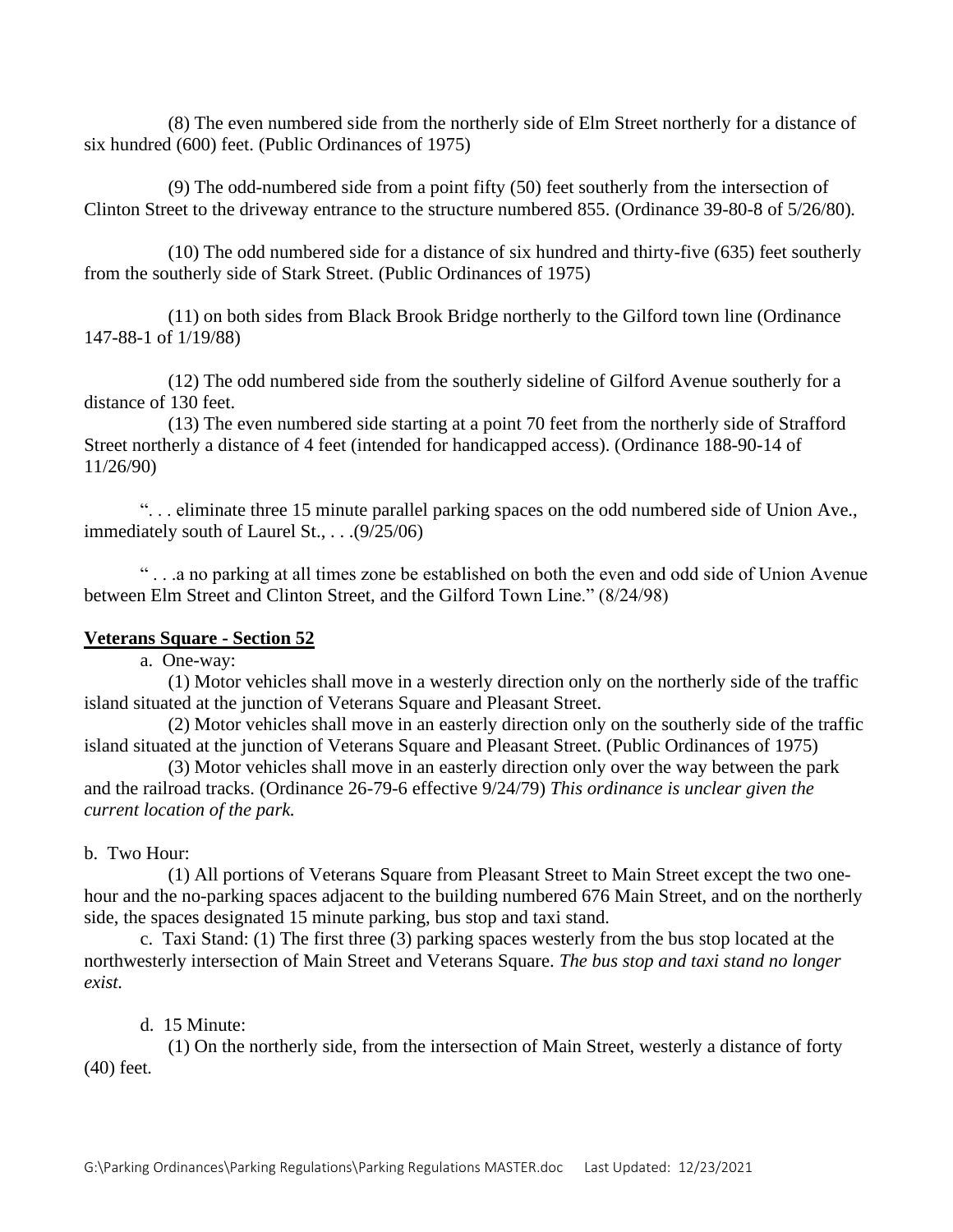(8) The even numbered side from the northerly side of Elm Street northerly for a distance of six hundred (600) feet. (Public Ordinances of 1975)

(9) The odd-numbered side from a point fifty (50) feet southerly from the intersection of Clinton Street to the driveway entrance to the structure numbered 855. (Ordinance 39-80-8 of 5/26/80).

(10) The odd numbered side for a distance of six hundred and thirty-five (635) feet southerly from the southerly side of Stark Street. (Public Ordinances of 1975)

(11) on both sides from Black Brook Bridge northerly to the Gilford town line (Ordinance 147-88-1 of 1/19/88)

(12) The odd numbered side from the southerly sideline of Gilford Avenue southerly for a distance of 130 feet.

(13) The even numbered side starting at a point 70 feet from the northerly side of Strafford Street northerly a distance of 4 feet (intended for handicapped access). (Ordinance 188-90-14 of 11/26/90)

". . . eliminate three 15 minute parallel parking spaces on the odd numbered side of Union Ave., immediately south of Laurel St., . . .(9/25/06)

" . . .a no parking at all times zone be established on both the even and odd side of Union Avenue between Elm Street and Clinton Street, and the Gilford Town Line." (8/24/98)

**Veterans Square - Section 52**

a. One-way:

(1) Motor vehicles shall move in a westerly direction only on the northerly side of the traffic island situated at the junction of Veterans Square and Pleasant Street.

(2) Motor vehicles shall move in an easterly direction only on the southerly side of the traffic island situated at the junction of Veterans Square and Pleasant Street. (Public Ordinances of 1975)

(3) Motor vehicles shall move in an easterly direction only over the way between the park and the railroad tracks. (Ordinance 26-79-6 effective 9/24/79) *This ordinance is unclear given the current location of the park.*

b. Two Hour:

(1) All portions of Veterans Square from Pleasant Street to Main Street except the two one-hour and the no-parking spaces adjacent to the building numbered 676 Main Street, and on the northerly side, the spaces designated 15 minute parking, bus stop and taxi stand.

c. Taxi Stand: (1) The first three (3) parking spaces westerly from the bus stop located at the northwesterly intersection of Main Street and Veterans Square. *The bus stop and taxi stand no longer exist.*

d. 15 Minute:

(1) On the northerly side, from the intersection of Main Street, westerly a distance of forty (40) feet.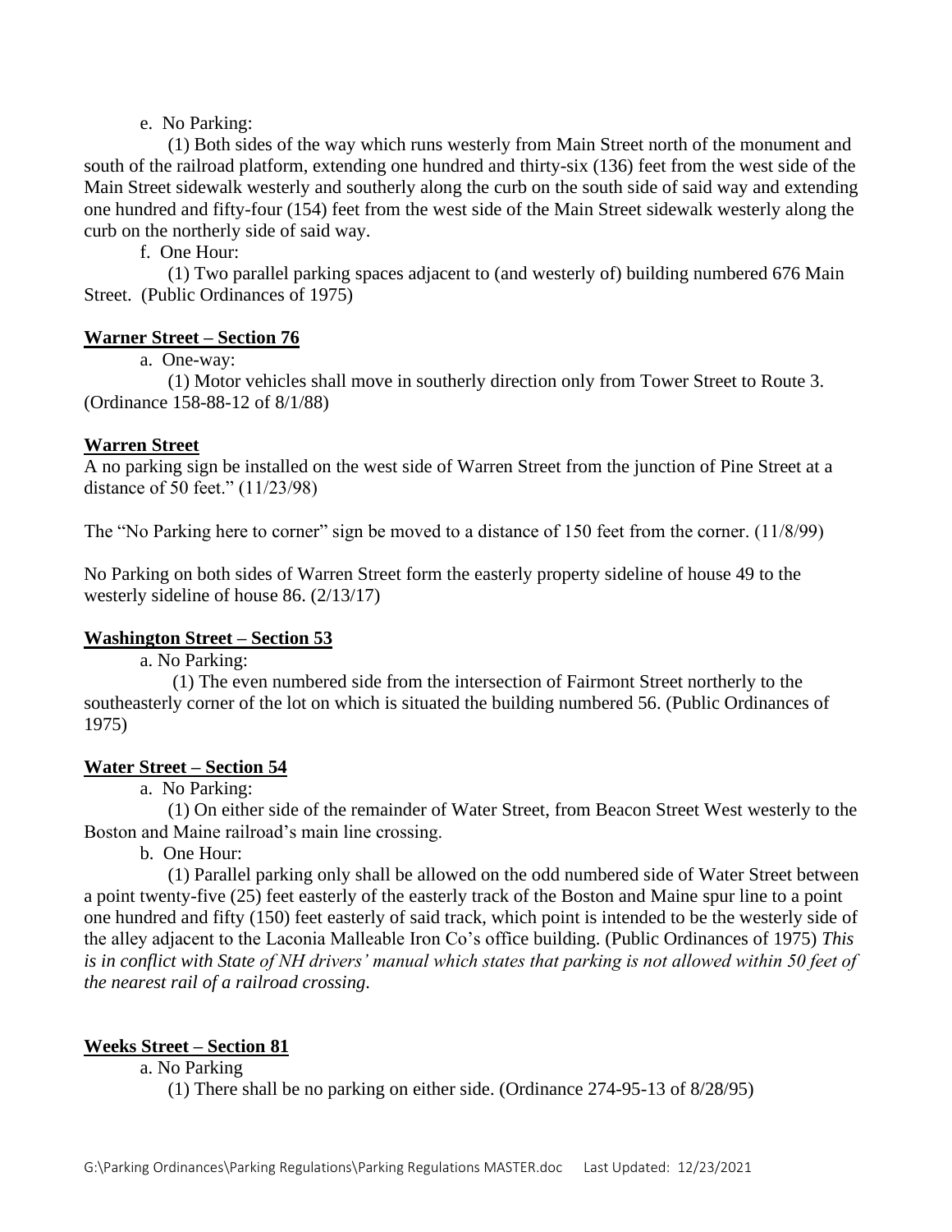e. No Parking:

(1) Both sides of the way which runs westerly from Main Street north of the monument and south of the railroad platform, extending one hundred and thirty-six (136) feet from the west side of the Main Street sidewalk westerly and southerly along the curb on the south side of said way and extending one hundred and fifty-four (154) feet from the west side of the Main Street sidewalk westerly along the curb on the northerly side of said way.

f. One Hour:

(1) Two parallel parking spaces adjacent to (and westerly of) building numbered 676 Main Street. (Public Ordinances of 1975)

**Warner Street – Section 76**

a. One-way:

(1) Motor vehicles shall move in southerly direction only from Tower Street to Route 3. (Ordinance 158-88-12 of 8/1/88)

**Warren Street**

A no parking sign be installed on the west side of Warren Street from the junction of Pine Street at a distance of 50 feet." (11/23/98)

The "No Parking here to corner" sign be moved to a distance of 150 feet from the corner. (11/8/99)

No Parking on both sides of Warren Street form the easterly property sideline of house 49 to the westerly sideline of house 86. (2/13/17)

**Washington Street – Section 53**

a. No Parking:

(1) The even numbered side from the intersection of Fairmont Street northerly to the southeasterly corner of the lot on which is situated the building numbered 56. (Public Ordinances of 1975)

**Water Street – Section 54**

a. No Parking:

(1) On either side of the remainder of Water Street, from Beacon Street West westerly to the Boston and Maine railroad's main line crossing.

b. One Hour:

(1) Parallel parking only shall be allowed on the odd numbered side of Water Street between a point twenty-five (25) feet easterly of the easterly track of the Boston and Maine spur line to a point one hundred and fifty (150) feet easterly of said track, which point is intended to be the westerly side of the alley adjacent to the Laconia Malleable Iron Co's office building. (Public Ordinances of 1975) *This is in conflict with State of NH drivers' manual which states that parking is not allowed within 50 feet of the nearest rail of a railroad crossing.*

**Weeks Street – Section 81**

a. No Parking

(1) There shall be no parking on either side. (Ordinance 274-95-13 of 8/28/95)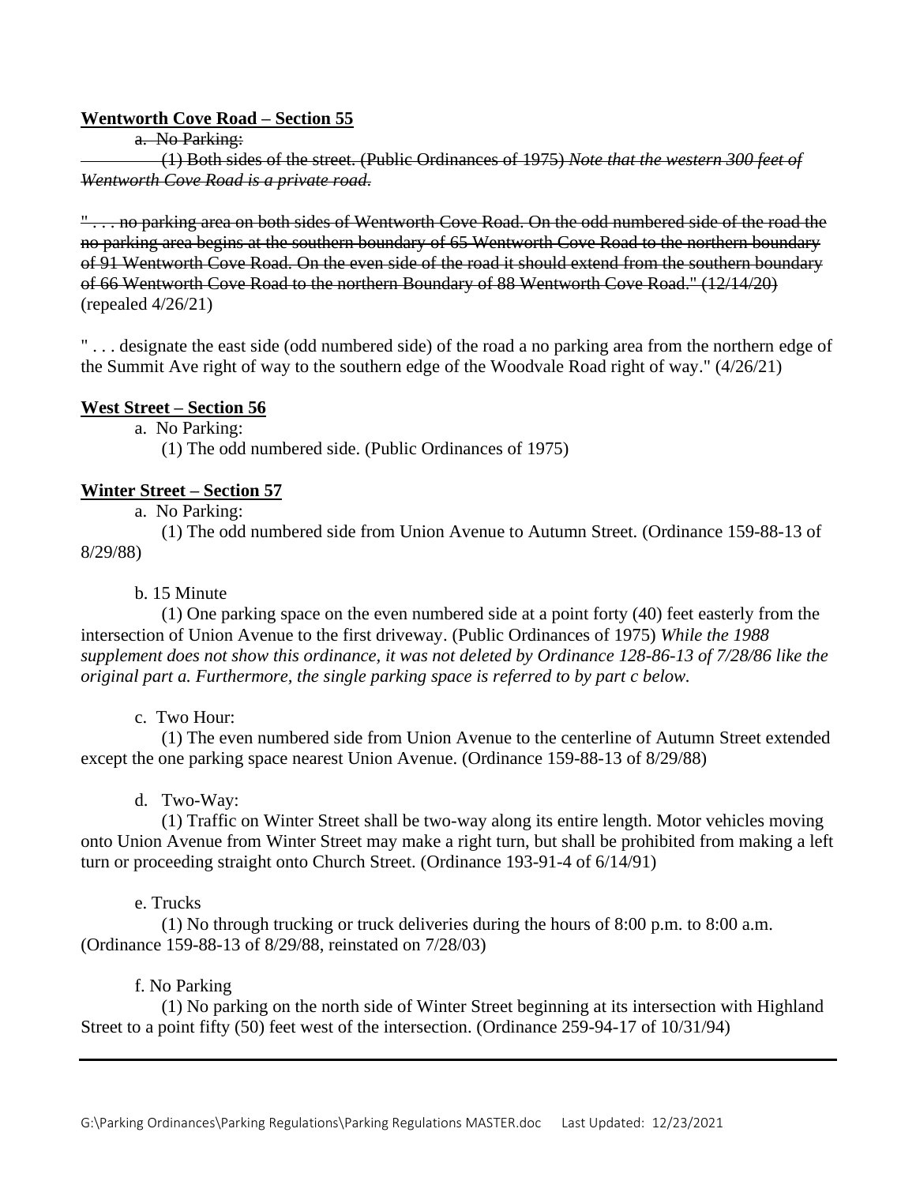**Wentworth Cove Road – Section 55**

~~a. No Parking:~~

~~(1) Both sides of the street. (Public Ordinances of 1975) *Note that the western 300 feet of Wentworth Cove Road is a private road.*~~

~~" . . . no parking area on both sides of Wentworth Cove Road. On the odd numbered side of the road the no parking area begins at the southern boundary of 65 Wentworth Cove Road to the northern boundary of 91 Wentworth Cove Road. On the even side of the road it should extend from the southern boundary of 66 Wentworth Cove Road to the northern Boundary of 88 Wentworth Cove Road." (12/14/20)~~ (repealed 4/26/21)

" . . . designate the east side (odd numbered side) of the road a no parking area from the northern edge of the Summit Ave right of way to the southern edge of the Woodvale Road right of way." (4/26/21)

**West Street – Section 56**

a. No Parking:

(1) The odd numbered side. (Public Ordinances of 1975)

**Winter Street – Section 57**

a. No Parking:

(1) The odd numbered side from Union Avenue to Autumn Street. (Ordinance 159-88-13 of 8/29/88)

b. 15 Minute

(1) One parking space on the even numbered side at a point forty (40) feet easterly from the intersection of Union Avenue to the first driveway. (Public Ordinances of 1975) *While the 1988 supplement does not show this ordinance, it was not deleted by Ordinance 128-86-13 of 7/28/86 like the original part a. Furthermore, the single parking space is referred to by part c below.*

c. Two Hour:

(1) The even numbered side from Union Avenue to the centerline of Autumn Street extended except the one parking space nearest Union Avenue. (Ordinance 159-88-13 of 8/29/88)

d. Two-Way:

(1) Traffic on Winter Street shall be two-way along its entire length. Motor vehicles moving onto Union Avenue from Winter Street may make a right turn, but shall be prohibited from making a left turn or proceeding straight onto Church Street. (Ordinance 193-91-4 of 6/14/91)

e. Trucks

(1) No through trucking or truck deliveries during the hours of 8:00 p.m. to 8:00 a.m. (Ordinance 159-88-13 of 8/29/88, reinstated on 7/28/03)

f. No Parking

(1) No parking on the north side of Winter Street beginning at its intersection with Highland Street to a point fifty (50) feet west of the intersection. (Ordinance 259-94-17 of 10/31/94)